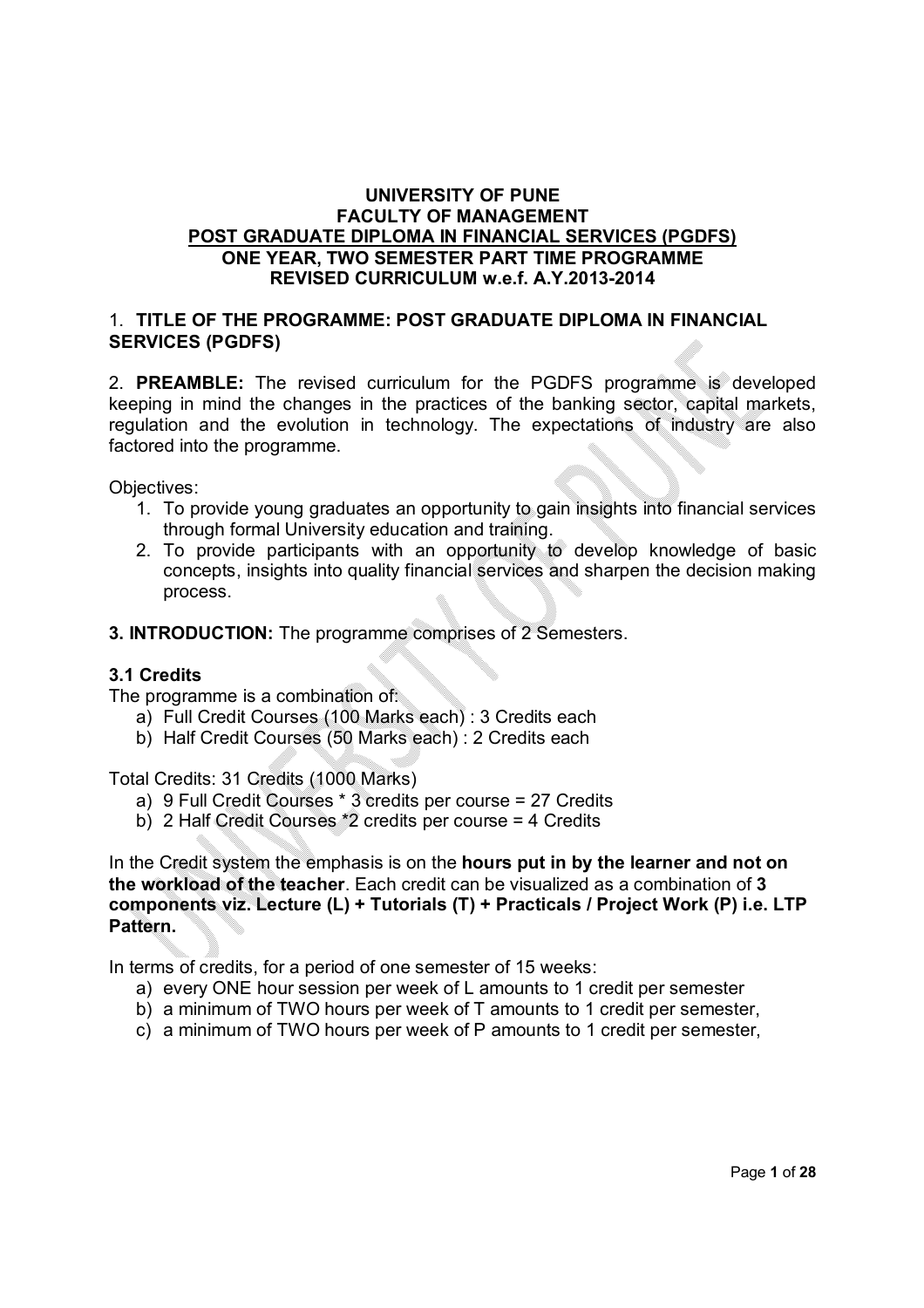# UNIVERSITY OF PUNE
## FACULTY OF MANAGEMENT
## POST GRADUATE DIPLOMA IN FINANCIAL SERVICES (PGDFS)
## ONE YEAR, TWO SEMESTER PART TIME PROGRAMME
## REVISED CURRICULUM w.e.f. A.Y.2013-2014

1. **TITLE OF THE PROGRAMME: POST GRADUATE DIPLOMA IN FINANCIAL SERVICES (PGDFS)**

2. **PREAMBLE:** The revised curriculum for the PGDFS programme is developed keeping in mind the changes in the practices of the banking sector, capital markets, regulation and the evolution in technology. The expectations of industry are also factored into the programme.

Objectives:

1. To provide young graduates an opportunity to gain insights into financial services through formal University education and training.
2. To provide participants with an opportunity to develop knowledge of basic concepts, insights into quality financial services and sharpen the decision making process.

**3. INTRODUCTION:** The programme comprises of 2 Semesters.

### 3.1 Credits

The programme is a combination of:

a) Full Credit Courses (100 Marks each) : 3 Credits each
b) Half Credit Courses (50 Marks each) : 2 Credits each

Total Credits: 31 Credits (1000 Marks)

a) 9 Full Credit Courses * 3 credits per course = 27 Credits
b) 2 Half Credit Courses *2 credits per course = 4 Credits

In the Credit system the emphasis is on the **hours put in by the learner and not on the workload of the teacher**. Each credit can be visualized as a combination of **3 components viz. Lecture (L) + Tutorials (T) + Practicals / Project Work (P) i.e. LTP Pattern.**

In terms of credits, for a period of one semester of 15 weeks:

a) every ONE hour session per week of L amounts to 1 credit per semester
b) a minimum of TWO hours per week of T amounts to 1 credit per semester,
c) a minimum of TWO hours per week of P amounts to 1 credit per semester,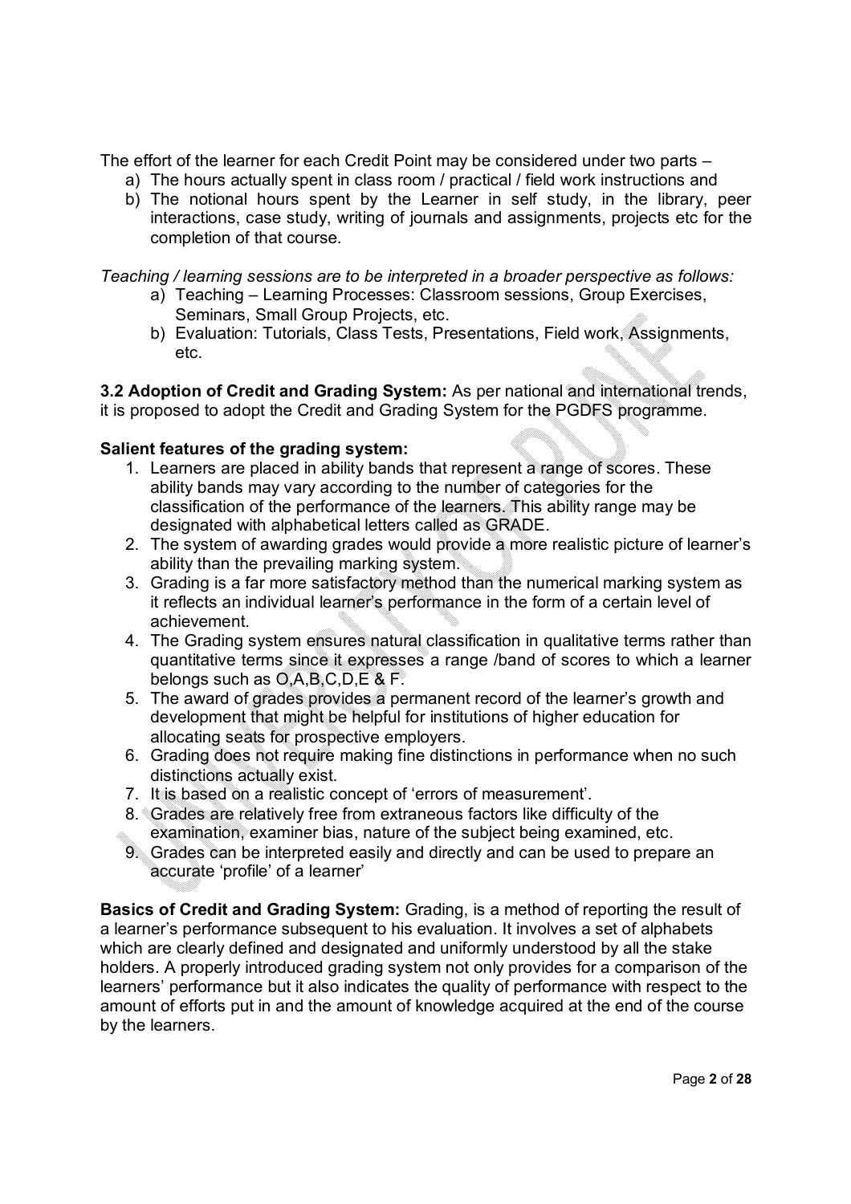The effort of the learner for each Credit Point may be considered under two parts –

a) The hours actually spent in class room / practical / field work instructions and
b) The notional hours spent by the Learner in self study, in the library, peer interactions, case study, writing of journals and assignments, projects etc for the completion of that course.

*Teaching / learning sessions are to be interpreted in a broader perspective as follows:*

a) Teaching – Learning Processes: Classroom sessions, Group Exercises, Seminars, Small Group Projects, etc.
b) Evaluation: Tutorials, Class Tests, Presentations, Field work, Assignments, etc.

**3.2 Adoption of Credit and Grading System:** As per national and international trends, it is proposed to adopt the Credit and Grading System for the PGDFS programme.

**Salient features of the grading system:**

1. Learners are placed in ability bands that represent a range of scores. These ability bands may vary according to the number of categories for the classification of the performance of the learners. This ability range may be designated with alphabetical letters called as GRADE.
2. The system of awarding grades would provide a more realistic picture of learner's ability than the prevailing marking system.
3. Grading is a far more satisfactory method than the numerical marking system as it reflects an individual learner's performance in the form of a certain level of achievement.
4. The Grading system ensures natural classification in qualitative terms rather than quantitative terms since it expresses a range /band of scores to which a learner belongs such as O,A,B,C,D,E & F.
5. The award of grades provides a permanent record of the learner's growth and development that might be helpful for institutions of higher education for allocating seats for prospective employers.
6. Grading does not require making fine distinctions in performance when no such distinctions actually exist.
7. It is based on a realistic concept of 'errors of measurement'.
8. Grades are relatively free from extraneous factors like difficulty of the examination, examiner bias, nature of the subject being examined, etc.
9. Grades can be interpreted easily and directly and can be used to prepare an accurate 'profile' of a learner'

**Basics of Credit and Grading System:** Grading, is a method of reporting the result of a learner's performance subsequent to his evaluation. It involves a set of alphabets which are clearly defined and designated and uniformly understood by all the stake holders. A properly introduced grading system not only provides for a comparison of the learners' performance but it also indicates the quality of performance with respect to the amount of efforts put in and the amount of knowledge acquired at the end of the course by the learners.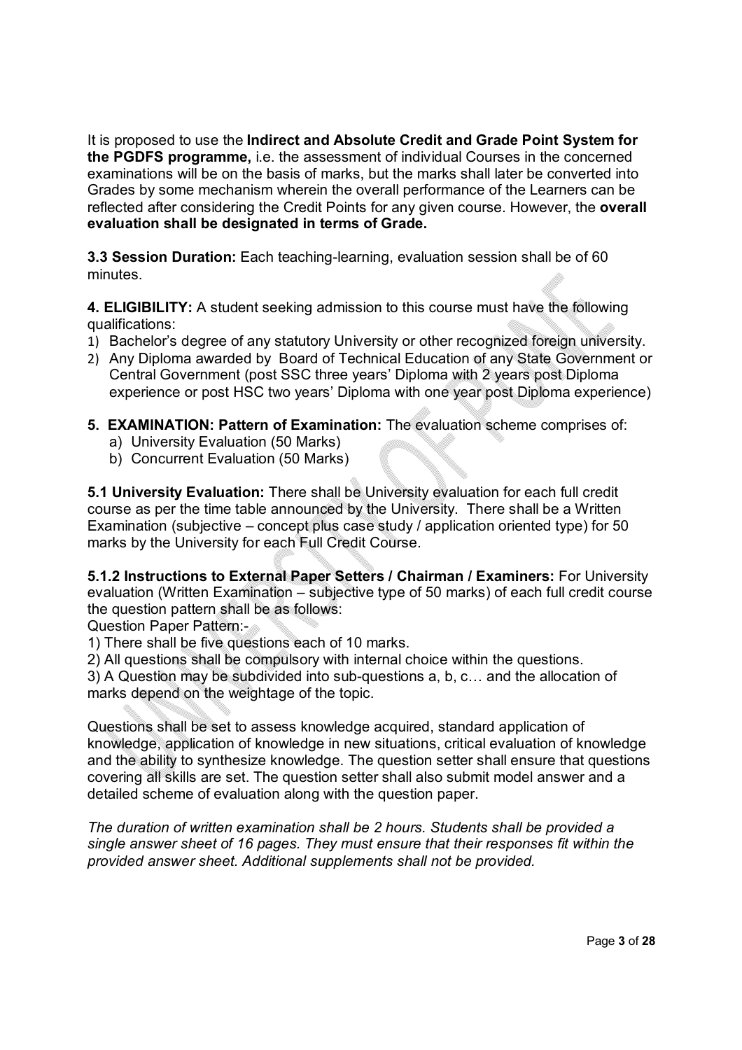It is proposed to use the **Indirect and Absolute Credit and Grade Point System for the PGDFS programme,** i.e. the assessment of individual Courses in the concerned examinations will be on the basis of marks, but the marks shall later be converted into Grades by some mechanism wherein the overall performance of the Learners can be reflected after considering the Credit Points for any given course. However, the **overall evaluation shall be designated in terms of Grade.**

**3.3 Session Duration:** Each teaching-learning, evaluation session shall be of 60 minutes.

**4. ELIGIBILITY:** A student seeking admission to this course must have the following qualifications:

1) Bachelor's degree of any statutory University or other recognized foreign university.
2) Any Diploma awarded by Board of Technical Education of any State Government or Central Government (post SSC three years' Diploma with 2 years post Diploma experience or post HSC two years' Diploma with one year post Diploma experience)

**5. EXAMINATION: Pattern of Examination:** The evaluation scheme comprises of:

a) University Evaluation (50 Marks)
b) Concurrent Evaluation (50 Marks)

**5.1 University Evaluation:** There shall be University evaluation for each full credit course as per the time table announced by the University. There shall be a Written Examination (subjective – concept plus case study / application oriented type) for 50 marks by the University for each Full Credit Course.

**5.1.2 Instructions to External Paper Setters / Chairman / Examiners:** For University evaluation (Written Examination – subjective type of 50 marks) of each full credit course the question pattern shall be as follows:

Question Paper Pattern:-

1) There shall be five questions each of 10 marks.
2) All questions shall be compulsory with internal choice within the questions.
3) A Question may be subdivided into sub-questions a, b, c… and the allocation of marks depend on the weightage of the topic.

Questions shall be set to assess knowledge acquired, standard application of knowledge, application of knowledge in new situations, critical evaluation of knowledge and the ability to synthesize knowledge. The question setter shall ensure that questions covering all skills are set. The question setter shall also submit model answer and a detailed scheme of evaluation along with the question paper.

*The duration of written examination shall be 2 hours. Students shall be provided a single answer sheet of 16 pages. They must ensure that their responses fit within the provided answer sheet. Additional supplements shall not be provided.*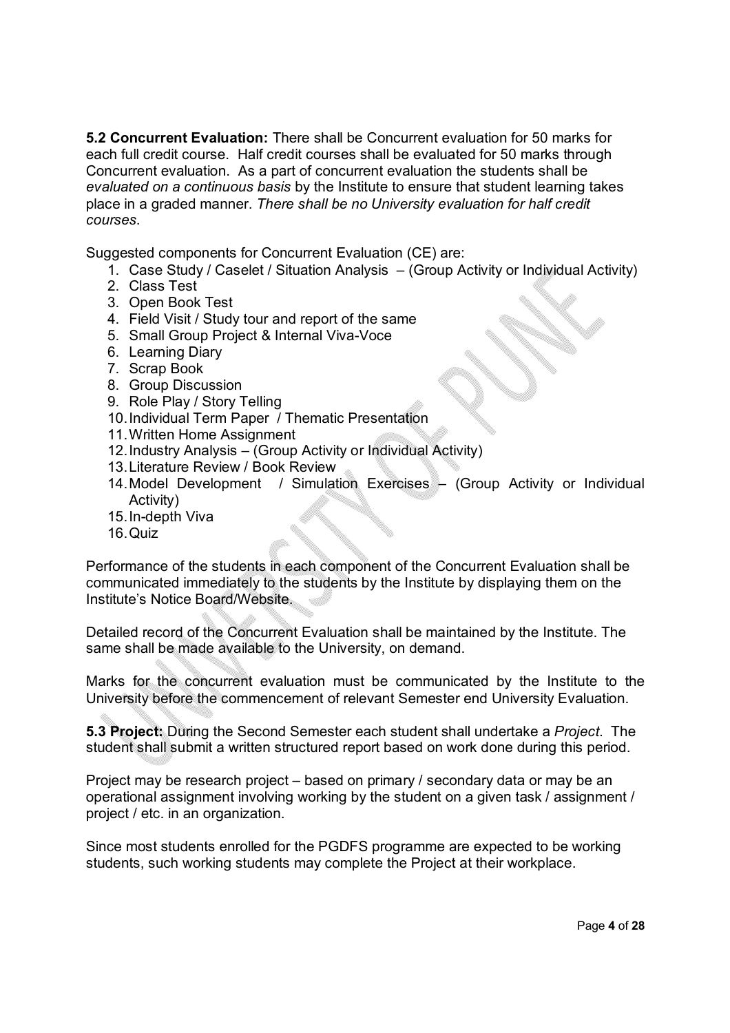**5.2 Concurrent Evaluation:** There shall be Concurrent evaluation for 50 marks for each full credit course. Half credit courses shall be evaluated for 50 marks through Concurrent evaluation. As a part of concurrent evaluation the students shall be *evaluated on a continuous basis* by the Institute to ensure that student learning takes place in a graded manner. *There shall be no University evaluation for half credit courses*.

Suggested components for Concurrent Evaluation (CE) are:

1. Case Study / Caselet / Situation Analysis – (Group Activity or Individual Activity)
2. Class Test
3. Open Book Test
4. Field Visit / Study tour and report of the same
5. Small Group Project & Internal Viva-Voce
6. Learning Diary
7. Scrap Book
8. Group Discussion
9. Role Play / Story Telling
10. Individual Term Paper / Thematic Presentation
11. Written Home Assignment
12. Industry Analysis – (Group Activity or Individual Activity)
13. Literature Review / Book Review
14. Model Development / Simulation Exercises – (Group Activity or Individual Activity)
15. In-depth Viva
16. Quiz

Performance of the students in each component of the Concurrent Evaluation shall be communicated immediately to the students by the Institute by displaying them on the Institute's Notice Board/Website.

Detailed record of the Concurrent Evaluation shall be maintained by the Institute. The same shall be made available to the University, on demand.

Marks for the concurrent evaluation must be communicated by the Institute to the University before the commencement of relevant Semester end University Evaluation.

**5.3 Project:** During the Second Semester each student shall undertake a *Project*. The student shall submit a written structured report based on work done during this period.

Project may be research project – based on primary / secondary data or may be an operational assignment involving working by the student on a given task / assignment / project / etc. in an organization.

Since most students enrolled for the PGDFS programme are expected to be working students, such working students may complete the Project at their workplace.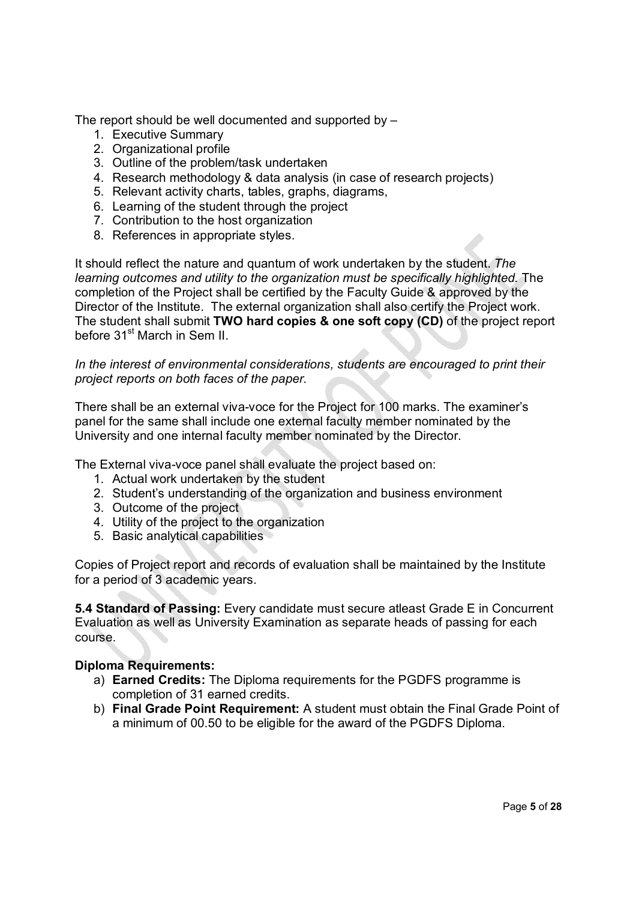The report should be well documented and supported by –

1. Executive Summary
2. Organizational profile
3. Outline of the problem/task undertaken
4. Research methodology & data analysis (in case of research projects)
5. Relevant activity charts, tables, graphs, diagrams,
6. Learning of the student through the project
7. Contribution to the host organization
8. References in appropriate styles.

It should reflect the nature and quantum of work undertaken by the student. *The learning outcomes and utility to the organization must be specifically highlighted.* The completion of the Project shall be certified by the Faculty Guide & approved by the Director of the Institute. The external organization shall also certify the Project work. The student shall submit **TWO hard copies & one soft copy (CD)** of the project report before 31st March in Sem II.

*In the interest of environmental considerations, students are encouraged to print their project reports on both faces of the paper.*

There shall be an external viva-voce for the Project for 100 marks. The examiner's panel for the same shall include one external faculty member nominated by the University and one internal faculty member nominated by the Director.

The External viva-voce panel shall evaluate the project based on:

1. Actual work undertaken by the student
2. Student's understanding of the organization and business environment
3. Outcome of the project
4. Utility of the project to the organization
5. Basic analytical capabilities

Copies of Project report and records of evaluation shall be maintained by the Institute for a period of 3 academic years.

**5.4 Standard of Passing:** Every candidate must secure atleast Grade E in Concurrent Evaluation as well as University Examination as separate heads of passing for each course.

**Diploma Requirements:**

a) **Earned Credits:** The Diploma requirements for the PGDFS programme is completion of 31 earned credits.
b) **Final Grade Point Requirement:** A student must obtain the Final Grade Point of a minimum of 00.50 to be eligible for the award of the PGDFS Diploma.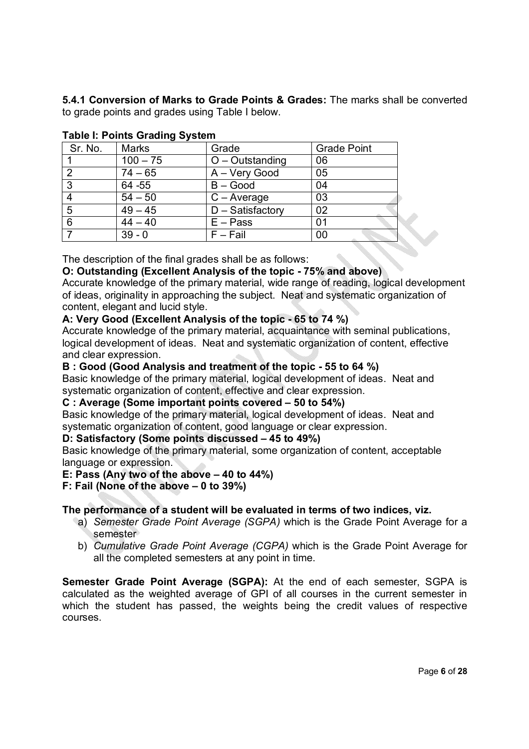**5.4.1 Conversion of Marks to Grade Points & Grades:** The marks shall be converted to grade points and grades using Table I below.

**Table I: Points Grading System**

| Sr. No. | Marks | Grade | Grade Point |
|---|---|---|---|
| 1 | 100 – 75 | O – Outstanding | 06 |
| 2 | 74 – 65 | A – Very Good | 05 |
| 3 | 64 -55 | B – Good | 04 |
| 4 | 54 – 50 | C – Average | 03 |
| 5 | 49 – 45 | D – Satisfactory | 02 |
| 6 | 44 – 40 | E – Pass | 01 |
| 7 | 39 - 0 | F – Fail | 00 |

The description of the final grades shall be as follows:

**O: Outstanding (Excellent Analysis of the topic - 75% and above)**
Accurate knowledge of the primary material, wide range of reading, logical development of ideas, originality in approaching the subject. Neat and systematic organization of content, elegant and lucid style.

**A: Very Good (Excellent Analysis of the topic - 65 to 74 %)**
Accurate knowledge of the primary material, acquaintance with seminal publications, logical development of ideas. Neat and systematic organization of content, effective and clear expression.

**B : Good (Good Analysis and treatment of the topic - 55 to 64 %)**
Basic knowledge of the primary material, logical development of ideas. Neat and systematic organization of content, effective and clear expression.

**C : Average (Some important points covered – 50 to 54%)**
Basic knowledge of the primary material, logical development of ideas. Neat and systematic organization of content, good language or clear expression.

**D: Satisfactory (Some points discussed – 45 to 49%)**
Basic knowledge of the primary material, some organization of content, acceptable language or expression.

**E: Pass (Any two of the above – 40 to 44%)**

**F: Fail (None of the above – 0 to 39%)**

**The performance of a student will be evaluated in terms of two indices, viz.**

a) *Semester Grade Point Average (SGPA)* which is the Grade Point Average for a semester
b) *Cumulative Grade Point Average (CGPA)* which is the Grade Point Average for all the completed semesters at any point in time.

**Semester Grade Point Average (SGPA):** At the end of each semester, SGPA is calculated as the weighted average of GPI of all courses in the current semester in which the student has passed, the weights being the credit values of respective courses.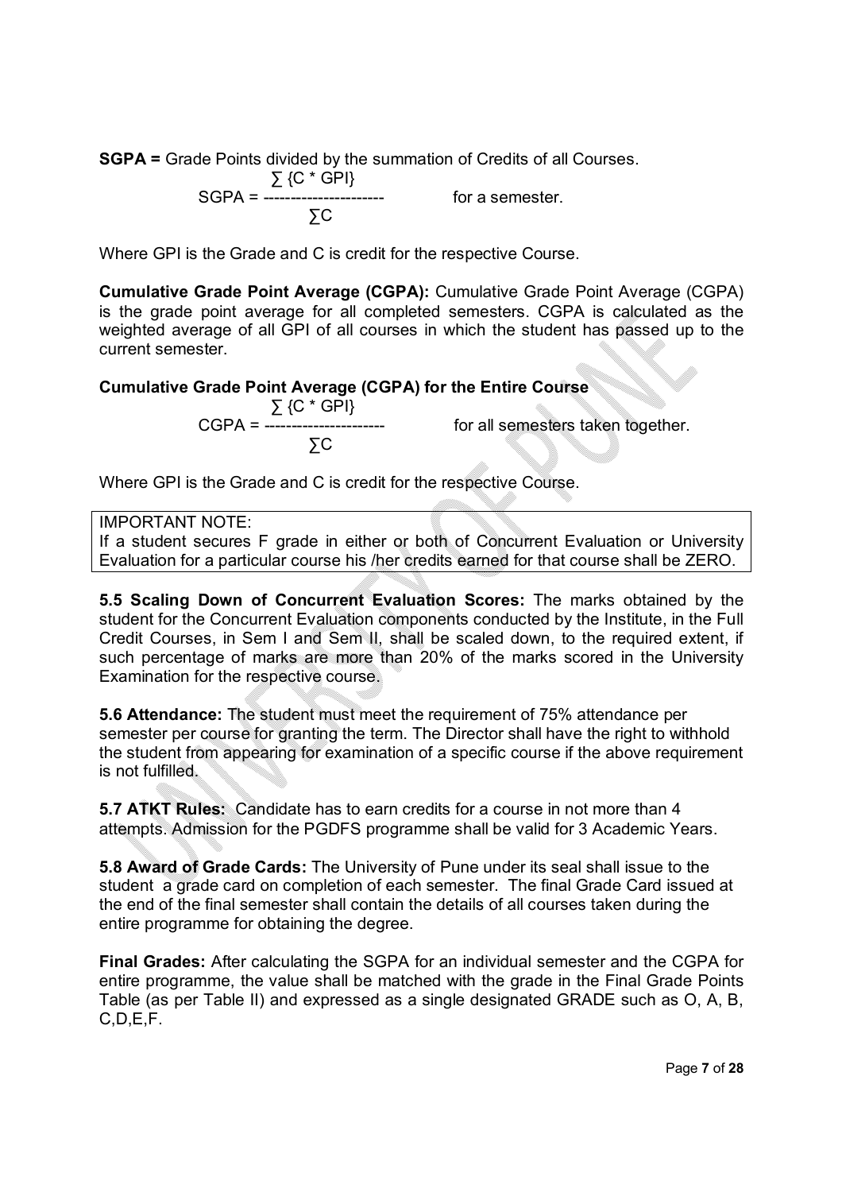**SGPA =** Grade Points divided by the summation of Credits of all Courses.

$$SGPA = \frac{\sum \{C * GPI\}}{\sum C} \quad \text{for a semester.}$$

Where GPI is the Grade and C is credit for the respective Course.

**Cumulative Grade Point Average (CGPA):** Cumulative Grade Point Average (CGPA) is the grade point average for all completed semesters. CGPA is calculated as the weighted average of all GPI of all courses in which the student has passed up to the current semester.

**Cumulative Grade Point Average (CGPA) for the Entire Course**

$$CGPA = \frac{\sum \{C * GPI\}}{\sum C} \quad \text{for all semesters taken together.}$$

Where GPI is the Grade and C is credit for the respective Course.

| IMPORTANT NOTE: If a student secures F grade in either or both of Concurrent Evaluation or University Evaluation for a particular course his /her credits earned for that course shall be ZERO. |
|---|

**5.5 Scaling Down of Concurrent Evaluation Scores:** The marks obtained by the student for the Concurrent Evaluation components conducted by the Institute, in the Full Credit Courses, in Sem I and Sem II, shall be scaled down, to the required extent, if such percentage of marks are more than 20% of the marks scored in the University Examination for the respective course.

**5.6 Attendance:** The student must meet the requirement of 75% attendance per semester per course for granting the term. The Director shall have the right to withhold the student from appearing for examination of a specific course if the above requirement is not fulfilled.

**5.7 ATKT Rules:** Candidate has to earn credits for a course in not more than 4 attempts. Admission for the PGDFS programme shall be valid for 3 Academic Years.

**5.8 Award of Grade Cards:** The University of Pune under its seal shall issue to the student a grade card on completion of each semester. The final Grade Card issued at the end of the final semester shall contain the details of all courses taken during the entire programme for obtaining the degree.

**Final Grades:** After calculating the SGPA for an individual semester and the CGPA for entire programme, the value shall be matched with the grade in the Final Grade Points Table (as per Table II) and expressed as a single designated GRADE such as O, A, B, C,D,E,F.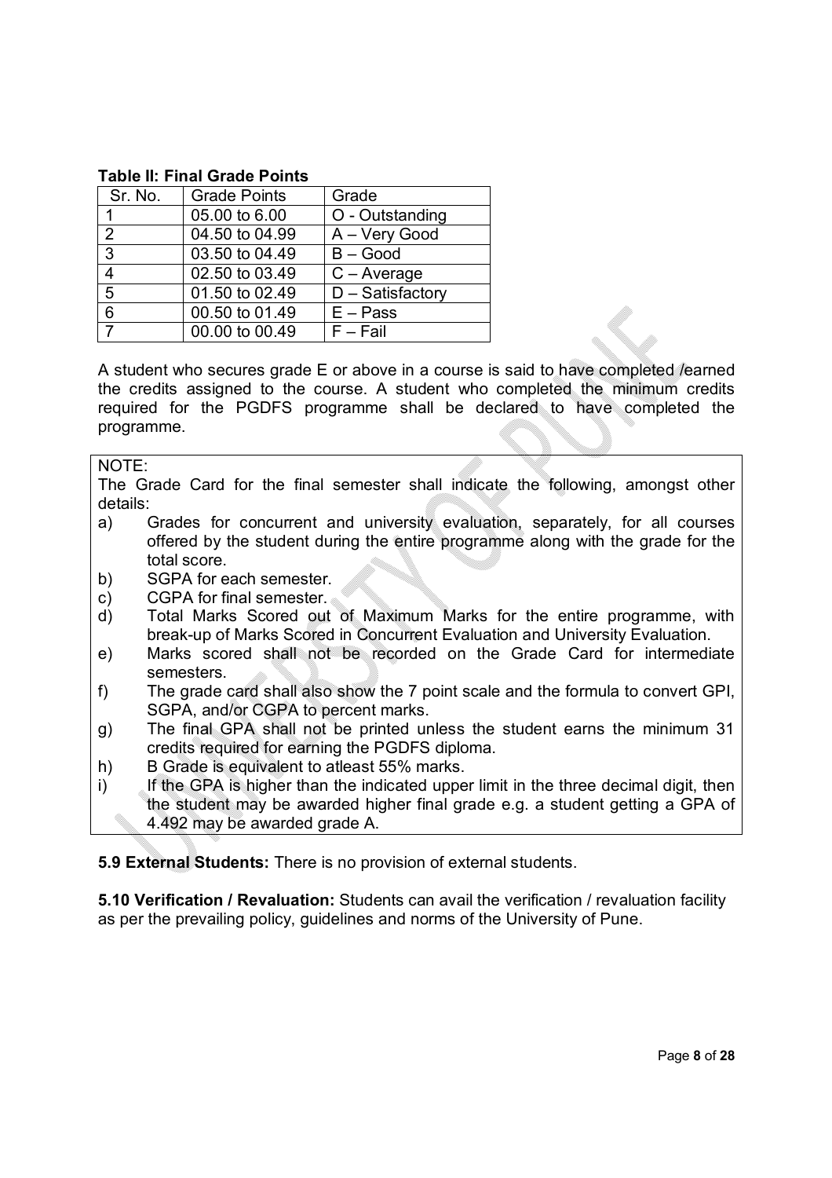**Table II: Final Grade Points**

| Sr. No. | Grade Points | Grade |
|---|---|---|
| 1 | 05.00 to 6.00 | O - Outstanding |
| 2 | 04.50 to 04.99 | A – Very Good |
| 3 | 03.50 to 04.49 | B – Good |
| 4 | 02.50 to 03.49 | C – Average |
| 5 | 01.50 to 02.49 | D – Satisfactory |
| 6 | 00.50 to 01.49 | E – Pass |
| 7 | 00.00 to 00.49 | F – Fail |

A student who secures grade E or above in a course is said to have completed /earned the credits assigned to the course. A student who completed the minimum credits required for the PGDFS programme shall be declared to have completed the programme.

NOTE:
The Grade Card for the final semester shall indicate the following, amongst other details:

a) Grades for concurrent and university evaluation, separately, for all courses offered by the student during the entire programme along with the grade for the total score.
b) SGPA for each semester.
c) CGPA for final semester.
d) Total Marks Scored out of Maximum Marks for the entire programme, with break-up of Marks Scored in Concurrent Evaluation and University Evaluation.
e) Marks scored shall not be recorded on the Grade Card for intermediate semesters.
f) The grade card shall also show the 7 point scale and the formula to convert GPI, SGPA, and/or CGPA to percent marks.
g) The final GPA shall not be printed unless the student earns the minimum 31 credits required for earning the PGDFS diploma.
h) B Grade is equivalent to atleast 55% marks.
i) If the GPA is higher than the indicated upper limit in the three decimal digit, then the student may be awarded higher final grade e.g. a student getting a GPA of 4.492 may be awarded grade A.

**5.9 External Students:** There is no provision of external students.

**5.10 Verification / Revaluation:** Students can avail the verification / revaluation facility as per the prevailing policy, guidelines and norms of the University of Pune.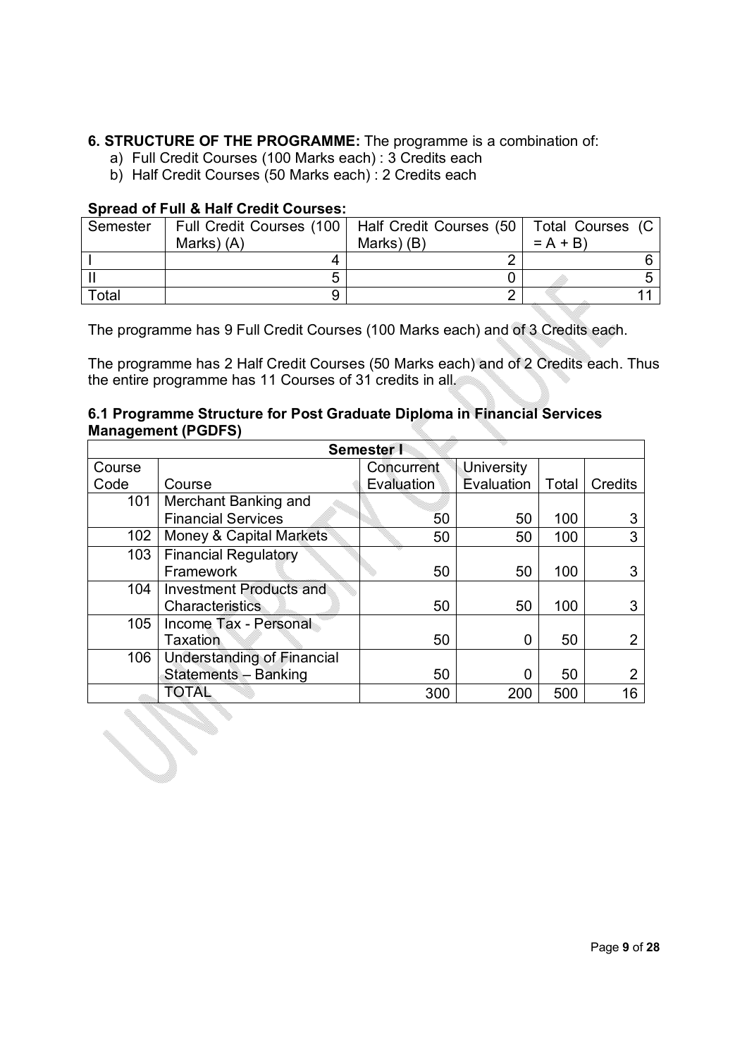**6. STRUCTURE OF THE PROGRAMME:** The programme is a combination of:

a) Full Credit Courses (100 Marks each) : 3 Credits each
b) Half Credit Courses (50 Marks each) : 2 Credits each

**Spread of Full & Half Credit Courses:**

| Semester | Full Credit Courses (100 Marks) (A) | Half Credit Courses (50 Marks) (B) | Total Courses (C = A + B) |
|---|---|---|---|
| I | 4 | 2 | 6 |
| II | 5 | 0 | 5 |
| Total | 9 | 2 | 11 |

The programme has 9 Full Credit Courses (100 Marks each) and of 3 Credits each.

The programme has 2 Half Credit Courses (50 Marks each) and of 2 Credits each. Thus the entire programme has 11 Courses of 31 credits in all.

**6.1 Programme Structure for Post Graduate Diploma in Financial Services Management (PGDFS)**

| Semester I | | | | | |
|---|---|---|---|---|---|
| Course Code | Course | Concurrent Evaluation | University Evaluation | Total | Credits |
| 101 | Merchant Banking and Financial Services | 50 | 50 | 100 | 3 |
| 102 | Money & Capital Markets | 50 | 50 | 100 | 3 |
| 103 | Financial Regulatory Framework | 50 | 50 | 100 | 3 |
| 104 | Investment Products and Characteristics | 50 | 50 | 100 | 3 |
| 105 | Income Tax - Personal Taxation | 50 | 0 | 50 | 2 |
| 106 | Understanding of Financial Statements – Banking | 50 | 0 | 50 | 2 |
| | TOTAL | 300 | 200 | 500 | 16 |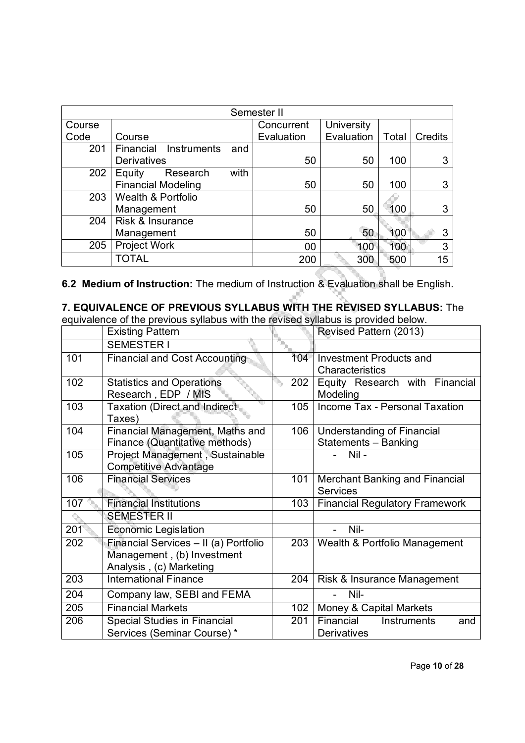| Semester II | | | | | |
|---|---|---|---|---|---|
| Course Code | Course | Concurrent Evaluation | University Evaluation | Total | Credits |
| 201 | Financial Instruments and Derivatives | 50 | 50 | 100 | 3 |
| 202 | Equity Research with Financial Modeling | 50 | 50 | 100 | 3 |
| 203 | Wealth & Portfolio Management | 50 | 50 | 100 | 3 |
| 204 | Risk & Insurance Management | 50 | 50 | 100 | 3 |
| 205 | Project Work | 00 | 100 | 100 | 3 |
| | TOTAL | 200 | 300 | 500 | 15 |

**6.2 Medium of Instruction:** The medium of Instruction & Evaluation shall be English.

**7. EQUIVALENCE OF PREVIOUS SYLLABUS WITH THE REVISED SYLLABUS:** The equivalence of the previous syllabus with the revised syllabus is provided below.

| | Existing Pattern | | Revised Pattern (2013) |
|---|---|---|---|
| | SEMESTER I | | |
| 101 | Financial and Cost Accounting | 104 | Investment Products and Characteristics |
| 102 | Statistics and Operations Research , EDP / MIS | 202 | Equity Research with Financial Modeling |
| 103 | Taxation (Direct and Indirect Taxes) | 105 | Income Tax - Personal Taxation |
| 104 | Financial Management, Maths and Finance (Quantitative methods) | 106 | Understanding of Financial Statements – Banking |
| 105 | Project Management , Sustainable Competitive Advantage | | - Nil - |
| 106 | Financial Services | 101 | Merchant Banking and Financial Services |
| 107 | Financial Institutions | 103 | Financial Regulatory Framework |
| | SEMESTER II | | |
| 201 | Economic Legislation | | - Nil- |
| 202 | Financial Services – II (a) Portfolio Management , (b) Investment Analysis , (c) Marketing | 203 | Wealth & Portfolio Management |
| 203 | International Finance | 204 | Risk & Insurance Management |
| 204 | Company law, SEBI and FEMA | | - Nil- |
| 205 | Financial Markets | 102 | Money & Capital Markets |
| 206 | Special Studies in Financial Services (Seminar Course) * | 201 | Financial Instruments and Derivatives |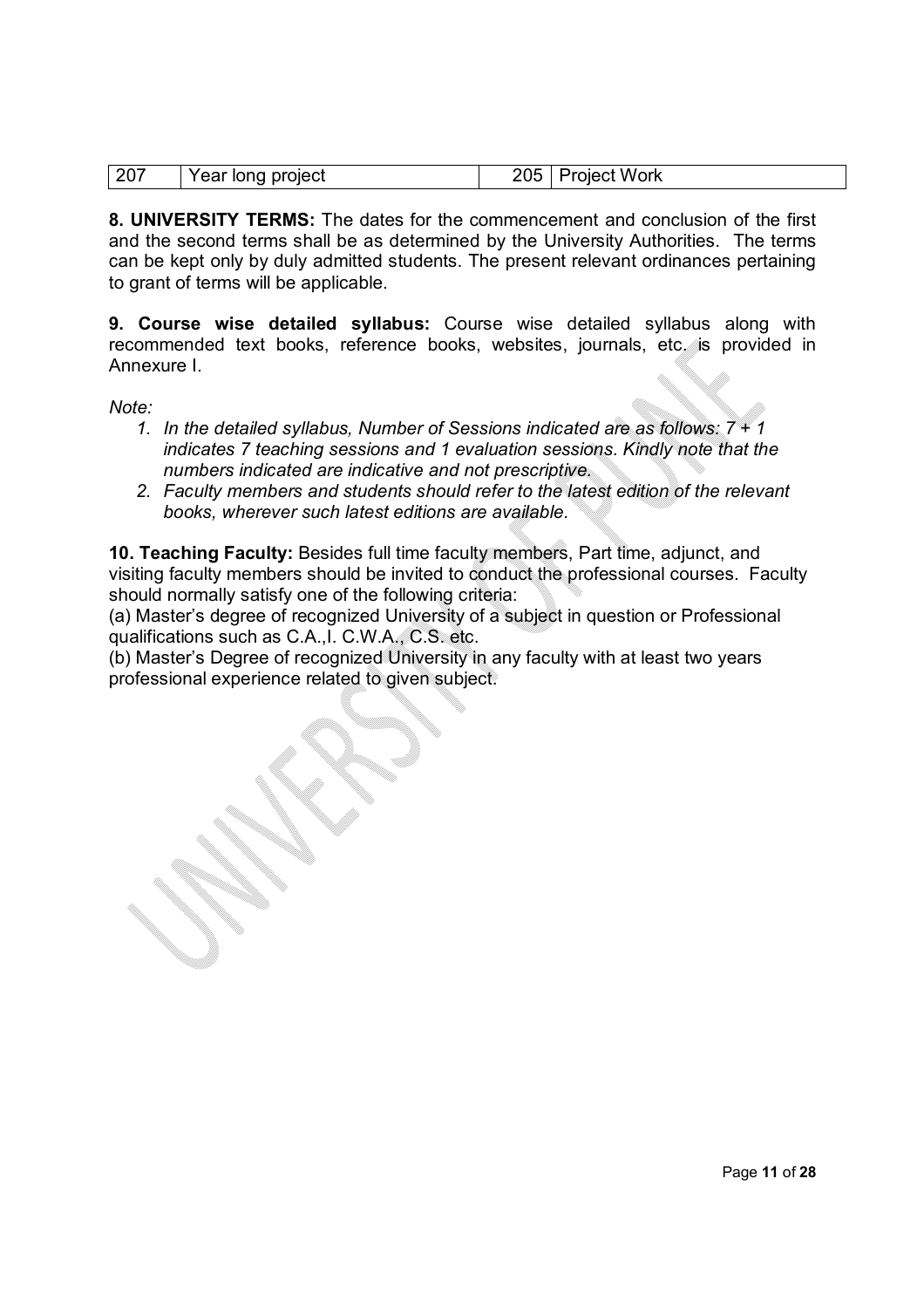| 207 | Year long project | 205 | Project Work |
|---|---|---|---|

**8. UNIVERSITY TERMS:** The dates for the commencement and conclusion of the first and the second terms shall be as determined by the University Authorities. The terms can be kept only by duly admitted students. The present relevant ordinances pertaining to grant of terms will be applicable.

**9. Course wise detailed syllabus:** Course wise detailed syllabus along with recommended text books, reference books, websites, journals, etc. is provided in Annexure I.

*Note:*

1. *In the detailed syllabus, Number of Sessions indicated are as follows: 7 + 1 indicates 7 teaching sessions and 1 evaluation sessions. Kindly note that the numbers indicated are indicative and not prescriptive.*
2. *Faculty members and students should refer to the latest edition of the relevant books, wherever such latest editions are available.*

**10. Teaching Faculty:** Besides full time faculty members, Part time, adjunct, and visiting faculty members should be invited to conduct the professional courses. Faculty should normally satisfy one of the following criteria:

(a) Master's degree of recognized University of a subject in question or Professional qualifications such as C.A.,I. C.W.A., C.S. etc.

(b) Master's Degree of recognized University in any faculty with at least two years professional experience related to given subject.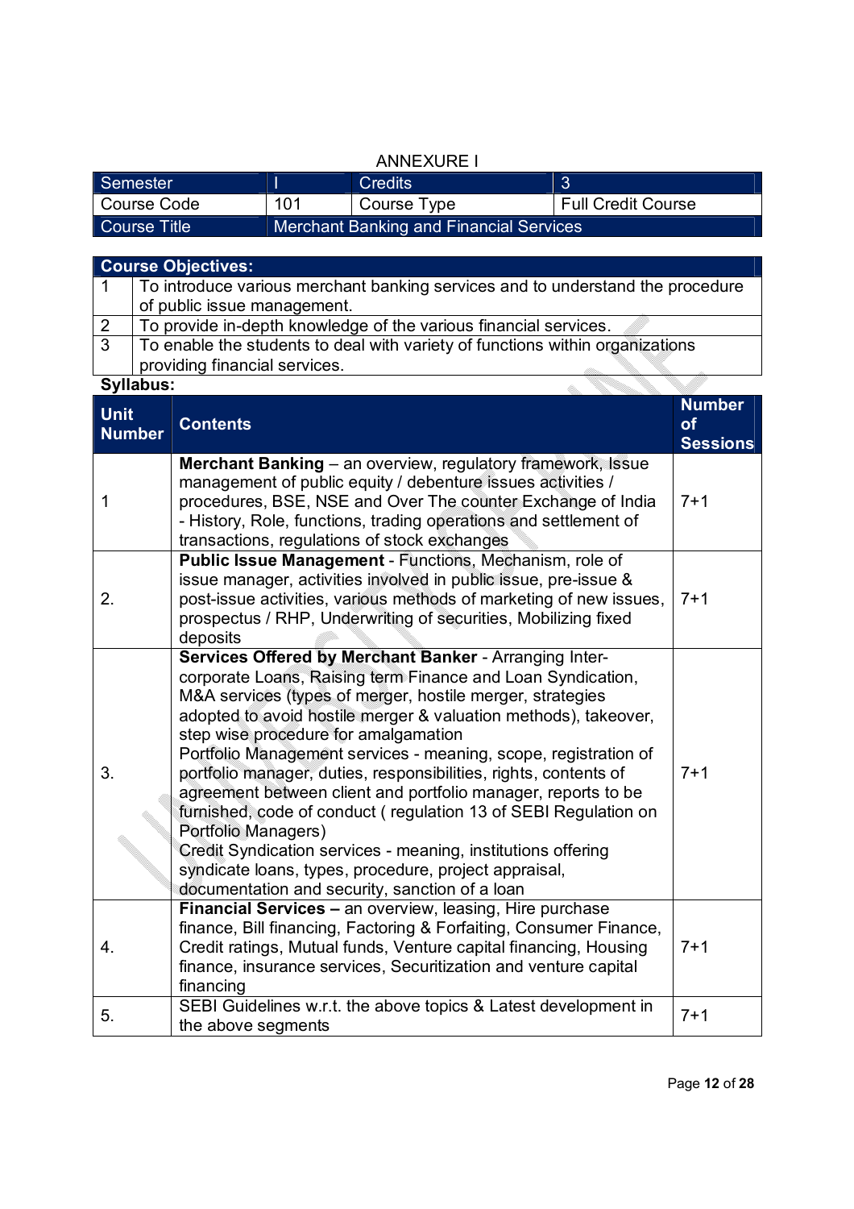ANNEXURE I

| Semester | I | Credits | 3 |
|---|---|---|---|
| Course Code | 101 | Course Type | Full Credit Course |
| Course Title | Merchant Banking and Financial Services | | |

| Course Objectives: | |
|---|---|
| 1 | To introduce various merchant banking services and to understand the procedure of public issue management. |
| 2 | To provide in-depth knowledge of the various financial services. |
| 3 | To enable the students to deal with variety of functions within organizations providing financial services. |

**Syllabus:**

| Unit Number | Contents | Number of Sessions |
|---|---|---|
| 1 | **Merchant Banking** – an overview, regulatory framework, Issue management of public equity / debenture issues activities / procedures, BSE, NSE and Over The counter Exchange of India - History, Role, functions, trading operations and settlement of transactions, regulations of stock exchanges | 7+1 |
| 2. | **Public Issue Management** - Functions, Mechanism, role of issue manager, activities involved in public issue, pre-issue & post-issue activities, various methods of marketing of new issues, prospectus / RHP, Underwriting of securities, Mobilizing fixed deposits | 7+1 |
| 3. | **Services Offered by Merchant Banker** - Arranging Inter-corporate Loans, Raising term Finance and Loan Syndication, M&A services (types of merger, hostile merger, strategies adopted to avoid hostile merger & valuation methods), takeover, step wise procedure for amalgamation<br>Portfolio Management services - meaning, scope, registration of portfolio manager, duties, responsibilities, rights, contents of agreement between client and portfolio manager, reports to be furnished, code of conduct ( regulation 13 of SEBI Regulation on Portfolio Managers)<br>Credit Syndication services - meaning, institutions offering syndicate loans, types, procedure, project appraisal, documentation and security, sanction of a loan | 7+1 |
| 4. | **Financial Services –** an overview, leasing, Hire purchase finance, Bill financing, Factoring & Forfaiting, Consumer Finance, Credit ratings, Mutual funds, Venture capital financing, Housing finance, insurance services, Securitization and venture capital financing | 7+1 |
| 5. | SEBI Guidelines w.r.t. the above topics & Latest development in the above segments | 7+1 |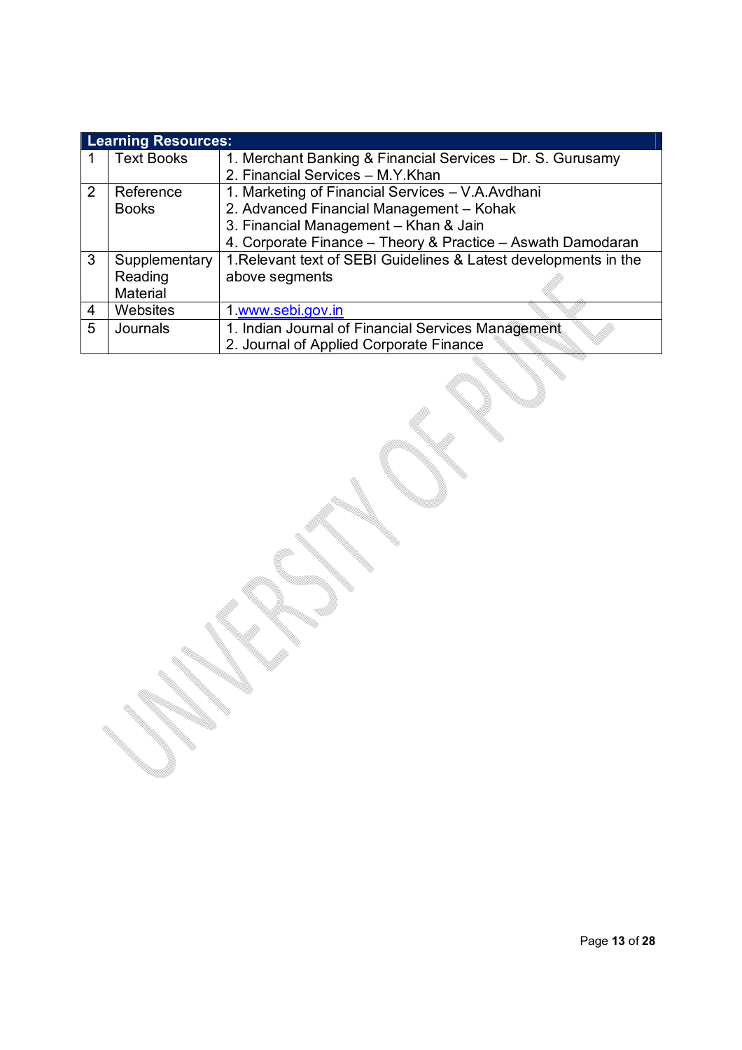| Learning Resources: | | |
|---|---|---|
| 1 | Text Books | 1. Merchant Banking & Financial Services – Dr. S. Gurusamy<br>2. Financial Services – M.Y.Khan |
| 2 | Reference Books | 1. Marketing of Financial Services – V.A.Avdhani<br>2. Advanced Financial Management – Kohak<br>3. Financial Management – Khan & Jain<br>4. Corporate Finance – Theory & Practice – Aswath Damodaran |
| 3 | Supplementary Reading Material | 1.Relevant text of SEBI Guidelines & Latest developments in the above segments |
| 4 | Websites | 1.www.sebi.gov.in |
| 5 | Journals | 1. Indian Journal of Financial Services Management<br>2. Journal of Applied Corporate Finance |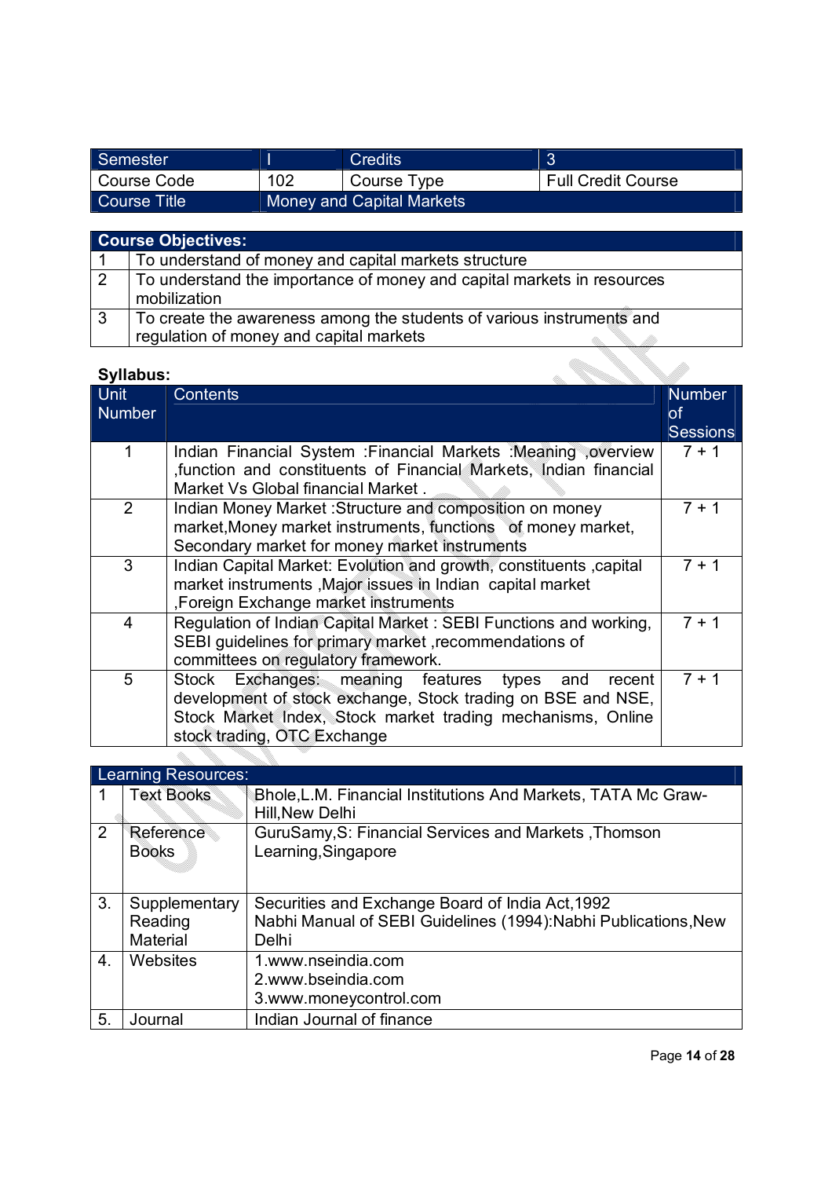| Semester | I | Credits | 3 |
|---|---|---|---|
| Course Code | 102 | Course Type | Full Credit Course |
| Course Title | Money and Capital Markets | | |

| Course Objectives: | |
|---|---|
| 1 | To understand of money and capital markets structure |
| 2 | To understand the importance of money and capital markets in resources mobilization |
| 3 | To create the awareness among the students of various instruments and regulation of money and capital markets |

**Syllabus:**

| Unit Number | Contents | Number of Sessions |
|---|---|---|
| 1 | Indian Financial System :Financial Markets :Meaning ,overview ,function and constituents of Financial Markets, Indian financial Market Vs Global financial Market . | 7 + 1 |
| 2 | Indian Money Market :Structure and composition on money market,Money market instruments, functions of money market, Secondary market for money market instruments | 7 + 1 |
| 3 | Indian Capital Market: Evolution and growth, constituents ,capital market instruments ,Major issues in Indian capital market ,Foreign Exchange market instruments | 7 + 1 |
| 4 | Regulation of Indian Capital Market : SEBI Functions and working, SEBI guidelines for primary market ,recommendations of committees on regulatory framework. | 7 + 1 |
| 5 | Stock Exchanges: meaning features types and recent development of stock exchange, Stock trading on BSE and NSE, Stock Market Index, Stock market trading mechanisms, Online stock trading, OTC Exchange | 7 + 1 |

| Learning Resources: | | |
|---|---|---|
| 1 | Text Books | Bhole,L.M. Financial Institutions And Markets, TATA Mc Graw-Hill,New Delhi |
| 2 | Reference Books | GuruSamy,S: Financial Services and Markets ,Thomson Learning,Singapore |
| 3. | Supplementary Reading Material | Securities and Exchange Board of India Act,1992<br>Nabhi Manual of SEBI Guidelines (1994):Nabhi Publications,New Delhi |
| 4. | Websites | 1.www.nseindia.com<br>2.www.bseindia.com<br>3.www.moneycontrol.com |
| 5. | Journal | Indian Journal of finance |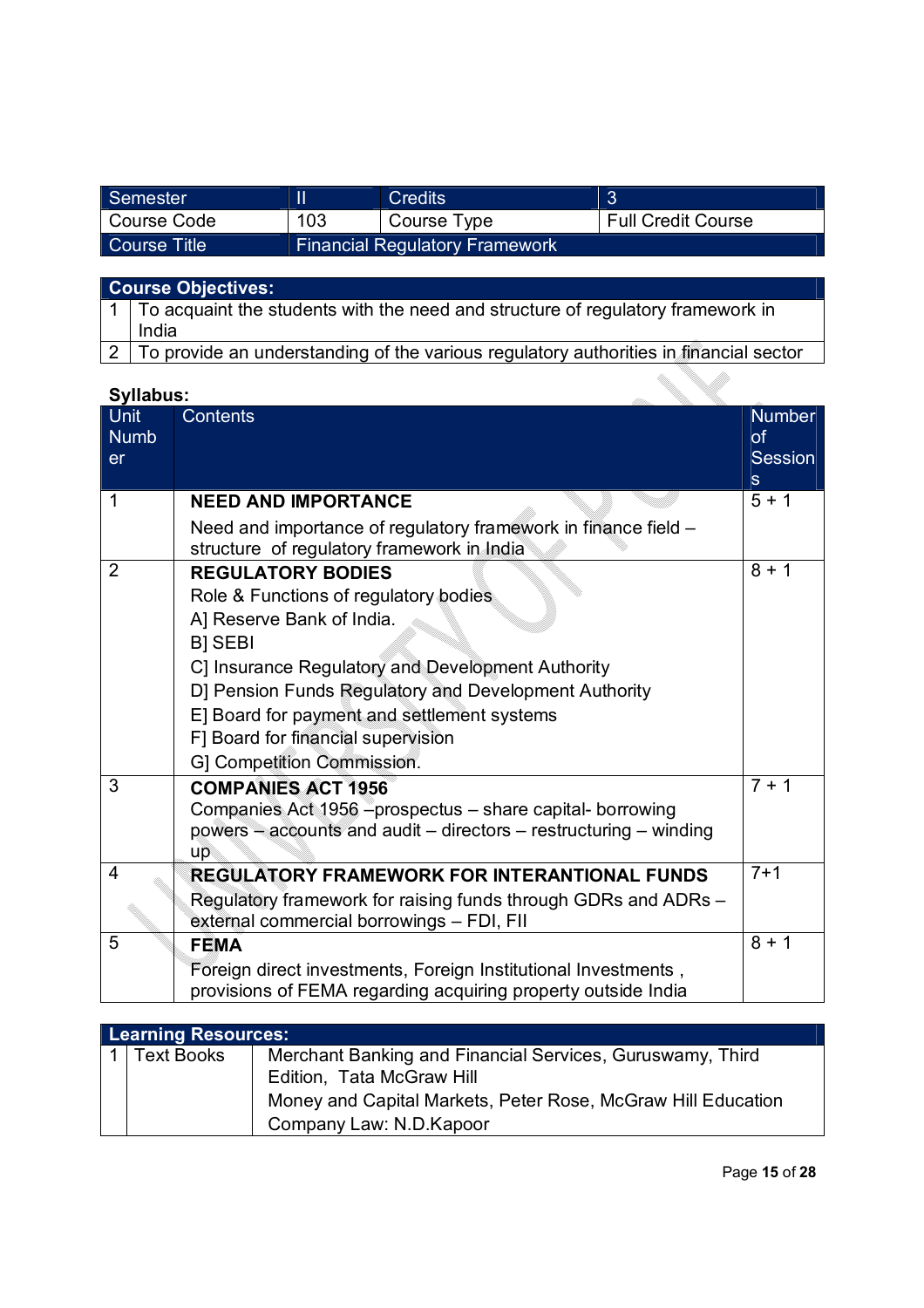| Semester | II | Credits | 3 |
|---|---|---|---|
| Course Code | 103 | Course Type | Full Credit Course |
| Course Title | Financial Regulatory Framework | | |

| Course Objectives: | |
|---|---|
| 1 | To acquaint the students with the need and structure of regulatory framework in India |
| 2 | To provide an understanding of the various regulatory authorities in financial sector |

**Syllabus:**

| Unit Number | Contents | Number of Sessions |
|---|---|---|
| 1 | **NEED AND IMPORTANCE**<br>Need and importance of regulatory framework in finance field – structure of regulatory framework in India | 5 + 1 |
| 2 | **REGULATORY BODIES**<br>Role & Functions of regulatory bodies<br>A] Reserve Bank of India.<br>B] SEBI<br>C] Insurance Regulatory and Development Authority<br>D] Pension Funds Regulatory and Development Authority<br>E] Board for payment and settlement systems<br>F] Board for financial supervision<br>G] Competition Commission. | 8 + 1 |
| 3 | **COMPANIES ACT 1956**<br>Companies Act 1956 –prospectus – share capital- borrowing powers – accounts and audit – directors – restructuring – winding up | 7 + 1 |
| 4 | **REGULATORY FRAMEWORK FOR INTERANTIONAL FUNDS**<br>Regulatory framework for raising funds through GDRs and ADRs – external commercial borrowings – FDI, FII | 7+1 |
| 5 | **FEMA**<br>Foreign direct investments, Foreign Institutional Investments , provisions of FEMA regarding acquiring property outside India | 8 + 1 |

| Learning Resources: | | |
|---|---|---|
| 1 | Text Books | Merchant Banking and Financial Services, Guruswamy, Third Edition, Tata McGraw Hill<br>Money and Capital Markets, Peter Rose, McGraw Hill Education<br>Company Law: N.D.Kapoor |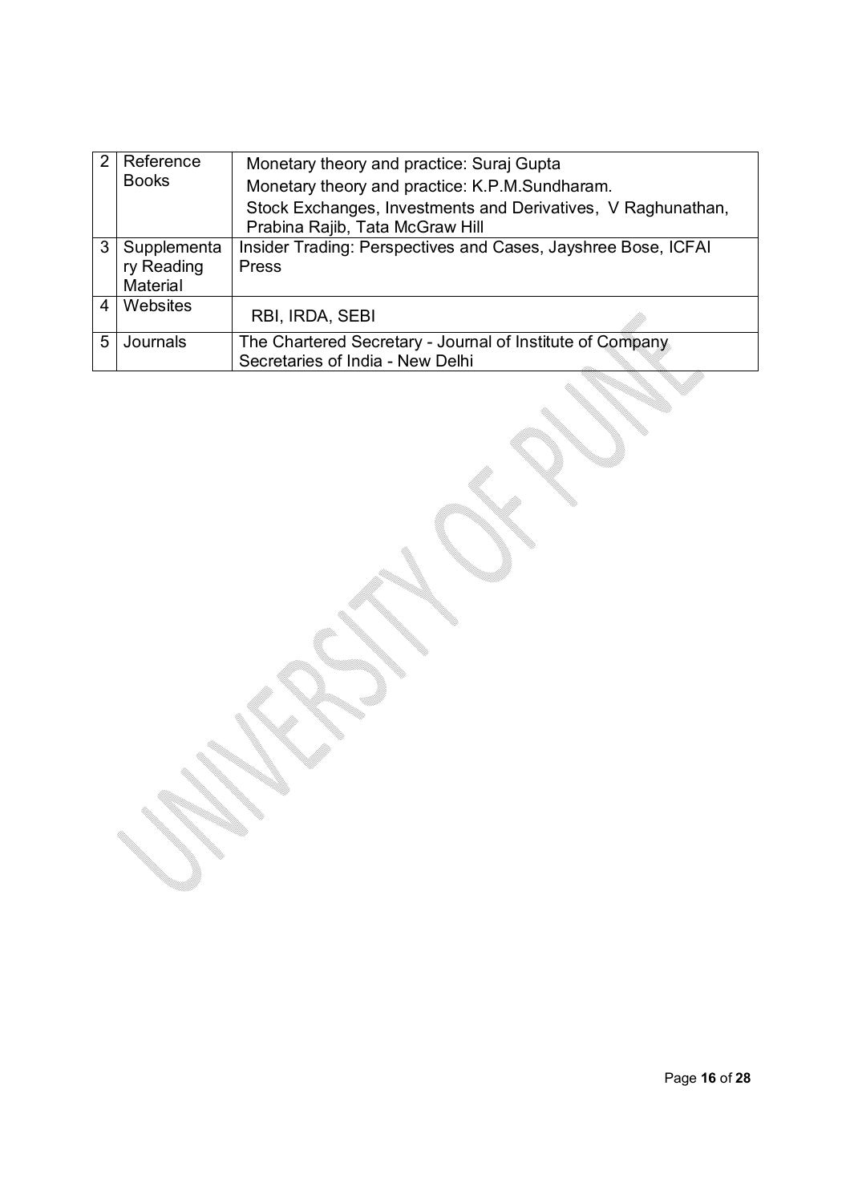| | | |
|---|---|---|
| 2 | Reference Books | Monetary theory and practice: Suraj Gupta<br>Monetary theory and practice: K.P.M.Sundharam.<br>Stock Exchanges, Investments and Derivatives, V Raghunathan, Prabina Rajib, Tata McGraw Hill |
| 3 | Supplementary Reading Material | Insider Trading: Perspectives and Cases, Jayshree Bose, ICFAI Press |
| 4 | Websites | RBI, IRDA, SEBI |
| 5 | Journals | The Chartered Secretary - Journal of Institute of Company Secretaries of India - New Delhi |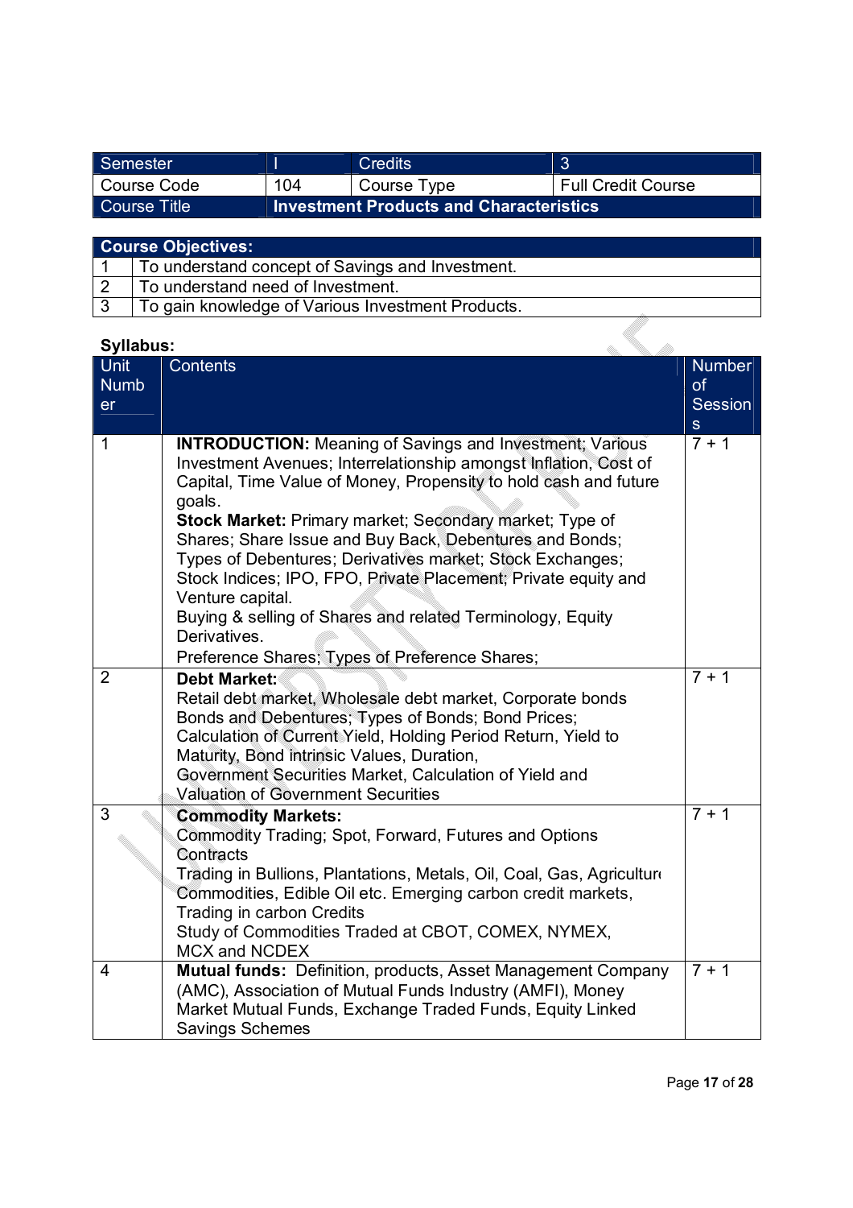| Semester | I | Credits | 3 |
|---|---|---|---|
| Course Code | 104 | Course Type | Full Credit Course |
| Course Title | **Investment Products and Characteristics** | | |

| **Course Objectives:** | |
|---|---|
| 1 | To understand concept of Savings and Investment. |
| 2 | To understand need of Investment. |
| 3 | To gain knowledge of Various Investment Products. |

**Syllabus:**

| Unit Number | Contents | Number of Sessions |
|---|---|---|
| 1 | **INTRODUCTION:** Meaning of Savings and Investment; Various Investment Avenues; Interrelationship amongst Inflation, Cost of Capital, Time Value of Money, Propensity to hold cash and future goals.<br>**Stock Market:** Primary market; Secondary market; Type of Shares; Share Issue and Buy Back, Debentures and Bonds; Types of Debentures; Derivatives market; Stock Exchanges; Stock Indices; IPO, FPO, Private Placement; Private equity and Venture capital.<br>Buying & selling of Shares and related Terminology, Equity Derivatives.<br>Preference Shares; Types of Preference Shares; | 7 + 1 |
| 2 | **Debt Market:**<br>Retail debt market, Wholesale debt market, Corporate bonds Bonds and Debentures; Types of Bonds; Bond Prices; Calculation of Current Yield, Holding Period Return, Yield to Maturity, Bond intrinsic Values, Duration,<br>Government Securities Market, Calculation of Yield and Valuation of Government Securities | 7 + 1 |
| 3 | **Commodity Markets:**<br>Commodity Trading; Spot, Forward, Futures and Options Contracts<br>Trading in Bullions, Plantations, Metals, Oil, Coal, Gas, Agriculture Commodities, Edible Oil etc. Emerging carbon credit markets, Trading in carbon Credits<br>Study of Commodities Traded at CBOT, COMEX, NYMEX, MCX and NCDEX | 7 + 1 |
| 4 | **Mutual funds:** Definition, products, Asset Management Company (AMC), Association of Mutual Funds Industry (AMFI), Money Market Mutual Funds, Exchange Traded Funds, Equity Linked Savings Schemes | 7 + 1 |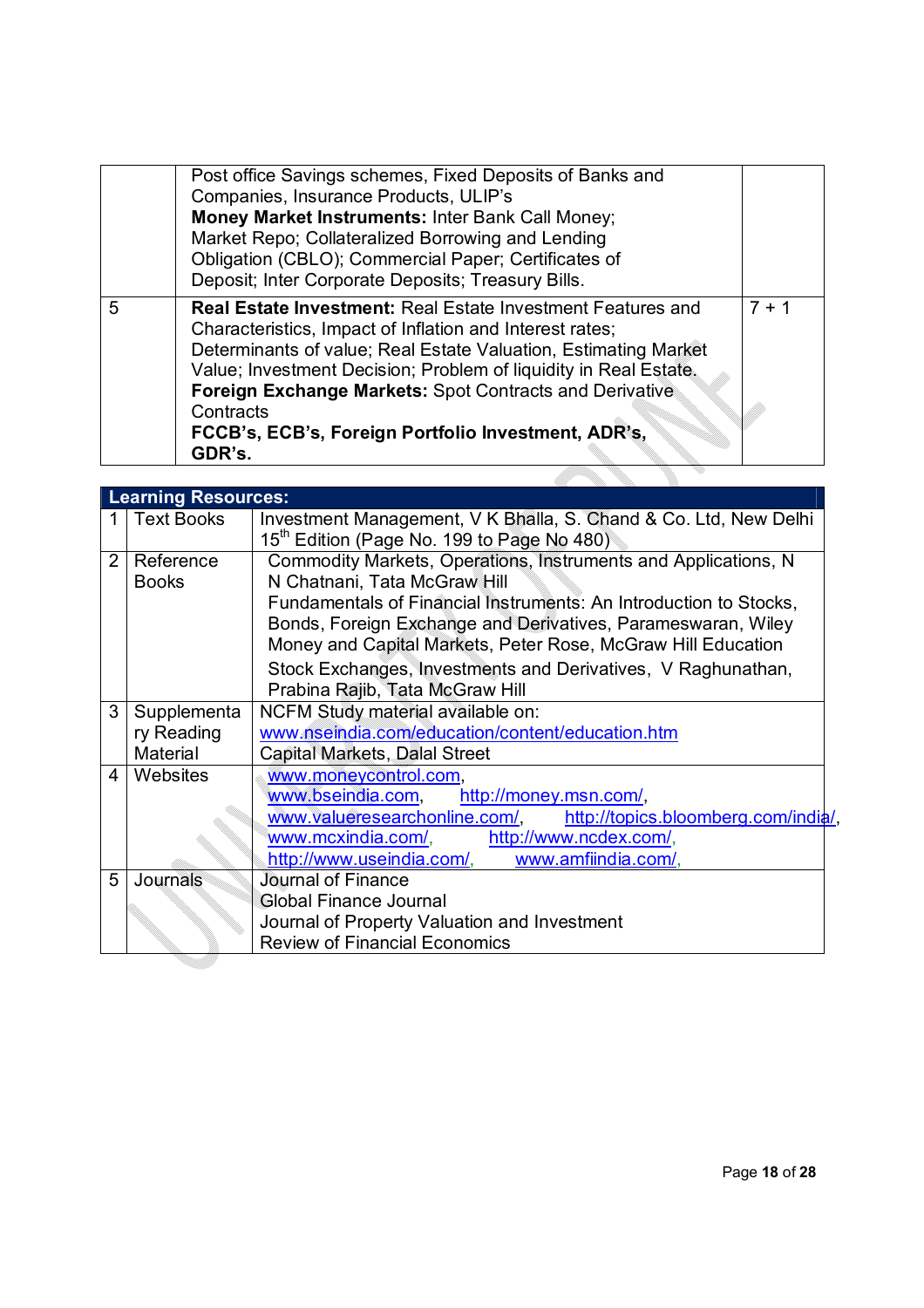|  |  |  |
|---|---|---|
|  | Post office Savings schemes, Fixed Deposits of Banks and Companies, Insurance Products, ULIP's<br>**Money Market Instruments:** Inter Bank Call Money; Market Repo; Collateralized Borrowing and Lending Obligation (CBLO); Commercial Paper; Certificates of Deposit; Inter Corporate Deposits; Treasury Bills. |  |
| 5 | **Real Estate Investment:** Real Estate Investment Features and Characteristics, Impact of Inflation and Interest rates; Determinants of value; Real Estate Valuation, Estimating Market Value; Investment Decision; Problem of liquidity in Real Estate.<br>**Foreign Exchange Markets:** Spot Contracts and Derivative Contracts<br>**FCCB's, ECB's, Foreign Portfolio Investment, ADR's, GDR's.** | 7 + 1 |

| **Learning Resources:** | | |
|---|---|---|
| 1 | Text Books | Investment Management, V K Bhalla, S. Chand & Co. Ltd, New Delhi 15th Edition (Page No. 199 to Page No 480) |
| 2 | Reference Books | Commodity Markets, Operations, Instruments and Applications, N N Chatnani, Tata McGraw Hill<br>Fundamentals of Financial Instruments: An Introduction to Stocks, Bonds, Foreign Exchange and Derivatives, Parameswaran, Wiley<br>Money and Capital Markets, Peter Rose, McGraw Hill Education<br>Stock Exchanges, Investments and Derivatives, V Raghunathan, Prabina Rajib, Tata McGraw Hill |
| 3 | Supplementary Reading Material | NCFM Study material available on: www.nseindia.com/education/content/education.htm<br>Capital Markets, Dalal Street |
| 4 | Websites | www.moneycontrol.com, www.bseindia.com, http://money.msn.com/, www.valueresearchonline.com/, http://topics.bloomberg.com/india/, www.mcxindia.com/, http://www.ncdex.com/, http://www.useindia.com/, www.amfiindia.com/, |
| 5 | Journals | Journal of Finance<br>Global Finance Journal<br>Journal of Property Valuation and Investment<br>Review of Financial Economics |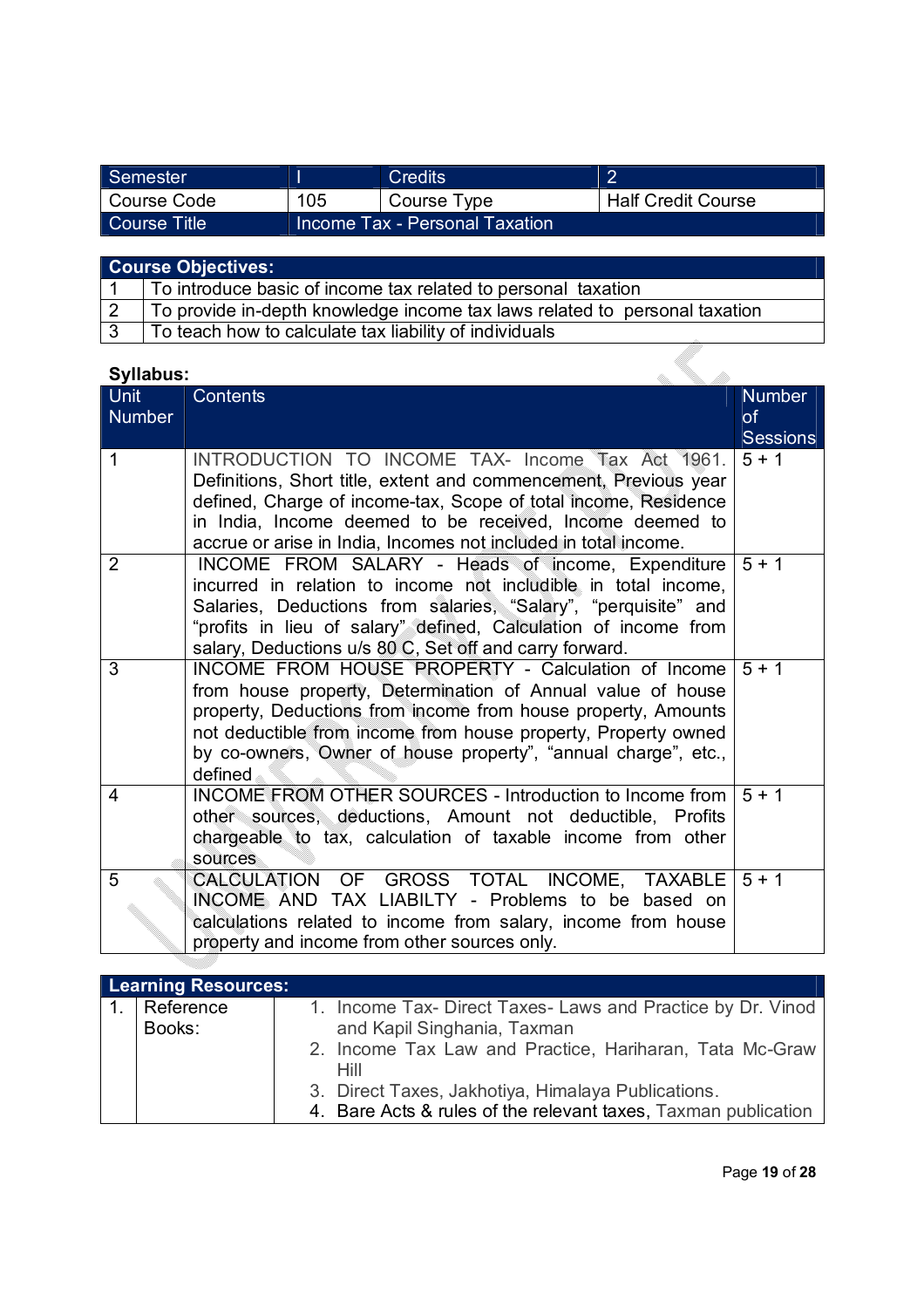| Semester | I | Credits | 2 |
|---|---|---|---|
| Course Code | 105 | Course Type | Half Credit Course |
| Course Title | Income Tax - Personal Taxation | | |

| Course Objectives: | |
|---|---|
| 1 | To introduce basic of income tax related to personal taxation |
| 2 | To provide in-depth knowledge income tax laws related to personal taxation |
| 3 | To teach how to calculate tax liability of individuals |

**Syllabus:**

| Unit Number | Contents | Number of Sessions |
|---|---|---|
| 1 | INTRODUCTION TO INCOME TAX- Income Tax Act 1961. Definitions, Short title, extent and commencement, Previous year defined, Charge of income-tax, Scope of total income, Residence in India, Income deemed to be received, Income deemed to accrue or arise in India, Incomes not included in total income. | 5 + 1 |
| 2 | INCOME FROM SALARY - Heads of income, Expenditure incurred in relation to income not includible in total income, Salaries, Deductions from salaries, "Salary", "perquisite" and "profits in lieu of salary" defined, Calculation of income from salary, Deductions u/s 80 C, Set off and carry forward. | 5 + 1 |
| 3 | INCOME FROM HOUSE PROPERTY - Calculation of Income from house property, Determination of Annual value of house property, Deductions from income from house property, Amounts not deductible from income from house property, Property owned by co-owners, Owner of house property", "annual charge", etc., defined | 5 + 1 |
| 4 | INCOME FROM OTHER SOURCES - Introduction to Income from other sources, deductions, Amount not deductible, Profits chargeable to tax, calculation of taxable income from other sources | 5 + 1 |
| 5 | CALCULATION OF GROSS TOTAL INCOME, TAXABLE INCOME AND TAX LIABILTY - Problems to be based on calculations related to income from salary, income from house property and income from other sources only. | 5 + 1 |

| Learning Resources: | | |
|---|---|---|
| 1. | Reference Books: | 1. Income Tax- Direct Taxes- Laws and Practice by Dr. Vinod and Kapil Singhania, Taxman<br>2. Income Tax Law and Practice, Hariharan, Tata Mc-Graw Hill<br>3. Direct Taxes, Jakhotiya, Himalaya Publications.<br>4. Bare Acts & rules of the relevant taxes, Taxman publication |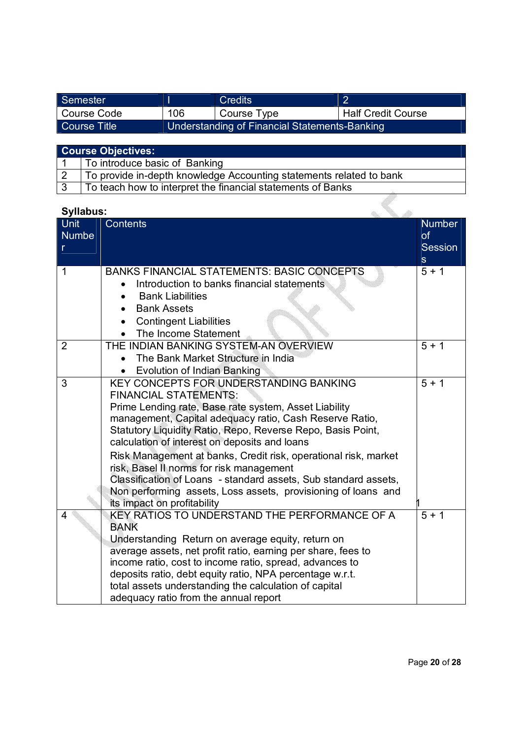| Semester | I | Credits | 2 |
|---|---|---|---|
| Course Code | 106 | Course Type | Half Credit Course |
| Course Title | Understanding of Financial Statements-Banking | | |

| Course Objectives: | |
|---|---|
| 1 | To introduce basic of Banking |
| 2 | To provide in-depth knowledge Accounting statements related to bank |
| 3 | To teach how to interpret the financial statements of Banks |

**Syllabus:**

| Unit Number | Contents | Number of Sessions |
|---|---|---|
| 1 | BANKS FINANCIAL STATEMENTS: BASIC CONCEPTS<br>• Introduction to banks financial statements<br>• Bank Liabilities<br>• Bank Assets<br>• Contingent Liabilities<br>• The Income Statement | 5 + 1 |
| 2 | THE INDIAN BANKING SYSTEM-AN OVERVIEW<br>• The Bank Market Structure in India<br>• Evolution of Indian Banking | 5 + 1 |
| 3 | KEY CONCEPTS FOR UNDERSTANDING BANKING FINANCIAL STATEMENTS:<br>Prime Lending rate, Base rate system, Asset Liability management, Capital adequacy ratio, Cash Reserve Ratio, Statutory Liquidity Ratio, Repo, Reverse Repo, Basis Point, calculation of interest on deposits and loans<br>Risk Management at banks, Credit risk, operational risk, market risk, Basel II norms for risk management<br>Classification of Loans - standard assets, Sub standard assets, Non performing assets, Loss assets, provisioning of loans and its impact on profitability | 5 + 1 |
| 4 | KEY RATIOS TO UNDERSTAND THE PERFORMANCE OF A BANK<br>Understanding Return on average equity, return on average assets, net profit ratio, earning per share, fees to income ratio, cost to income ratio, spread, advances to deposits ratio, debt equity ratio, NPA percentage w.r.t. total assets understanding the calculation of capital adequacy ratio from the annual report | 5 + 1 |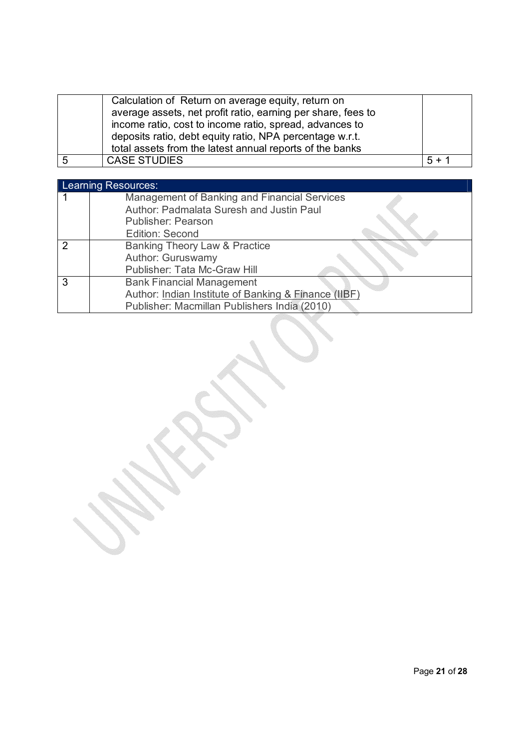|   |   |   |
|---|---|---|
| | Calculation of Return on average equity, return on average assets, net profit ratio, earning per share, fees to income ratio, cost to income ratio, spread, advances to deposits ratio, debt equity ratio, NPA percentage w.r.t. total assets from the latest annual reports of the banks | |
| 5 | CASE STUDIES | 5 + 1 |

| Learning Resources: | |
|---|---|
| 1 | Management of Banking and Financial Services<br>Author: Padmalata Suresh and Justin Paul<br>Publisher: Pearson<br>Edition: Second |
| 2 | Banking Theory Law & Practice<br>Author: Guruswamy<br>Publisher: Tata Mc-Graw Hill |
| 3 | Bank Financial Management<br>Author: Indian Institute of Banking & Finance (IIBF)<br>Publisher: Macmillan Publishers India (2010) |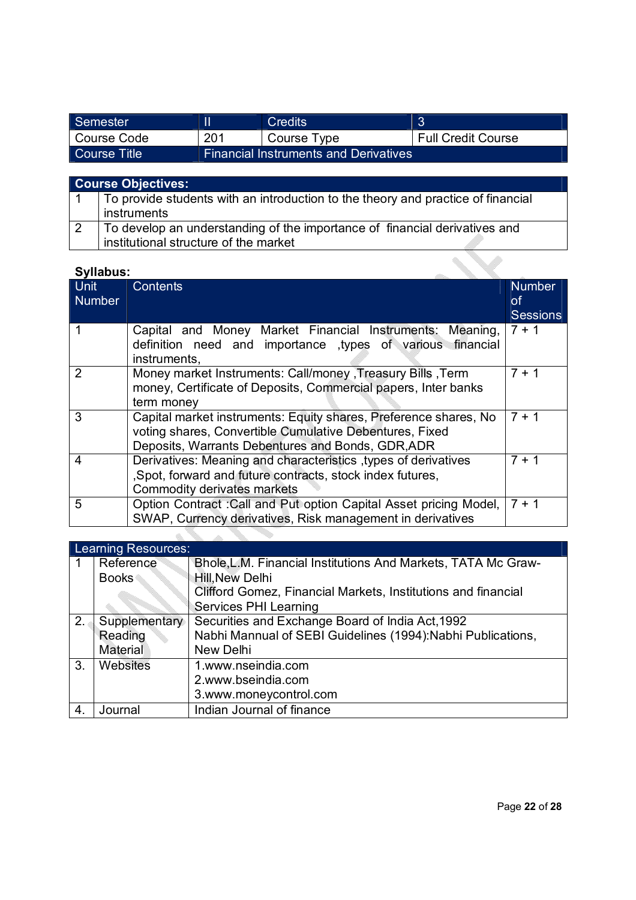| Semester | II | Credits | 3 |
|---|---|---|---|
| Course Code | 201 | Course Type | Full Credit Course |
| Course Title | Financial Instruments and Derivatives | | |

| Course Objectives: | |
|---|---|
| 1 | To provide students with an introduction to the theory and practice of financial instruments |
| 2 | To develop an understanding of the importance of financial derivatives and institutional structure of the market |

**Syllabus:**

| Unit Number | Contents | Number of Sessions |
|---|---|---|
| 1 | Capital and Money Market Financial Instruments: Meaning, definition need and importance ,types of various financial instruments, | 7 + 1 |
| 2 | Money market Instruments: Call/money ,Treasury Bills ,Term money, Certificate of Deposits, Commercial papers, Inter banks term money | 7 + 1 |
| 3 | Capital market instruments: Equity shares, Preference shares, No voting shares, Convertible Cumulative Debentures, Fixed Deposits, Warrants Debentures and Bonds, GDR,ADR | 7 + 1 |
| 4 | Derivatives: Meaning and characteristics ,types of derivatives ,Spot, forward and future contracts, stock index futures, Commodity derivates markets | 7 + 1 |
| 5 | Option Contract :Call and Put option Capital Asset pricing Model, SWAP, Currency derivatives, Risk management in derivatives | 7 + 1 |

| Learning Resources: | | |
|---|---|---|
| 1 | Reference Books | Bhole,L.M. Financial Institutions And Markets, TATA Mc Graw-Hill,New Delhi<br>Clifford Gomez, Financial Markets, Institutions and financial Services PHI Learning |
| 2. | Supplementary Reading Material | Securities and Exchange Board of India Act,1992<br>Nabhi Mannual of SEBI Guidelines (1994):Nabhi Publications, New Delhi |
| 3. | Websites | 1.www.nseindia.com<br>2.www.bseindia.com<br>3.www.moneycontrol.com |
| 4. | Journal | Indian Journal of finance |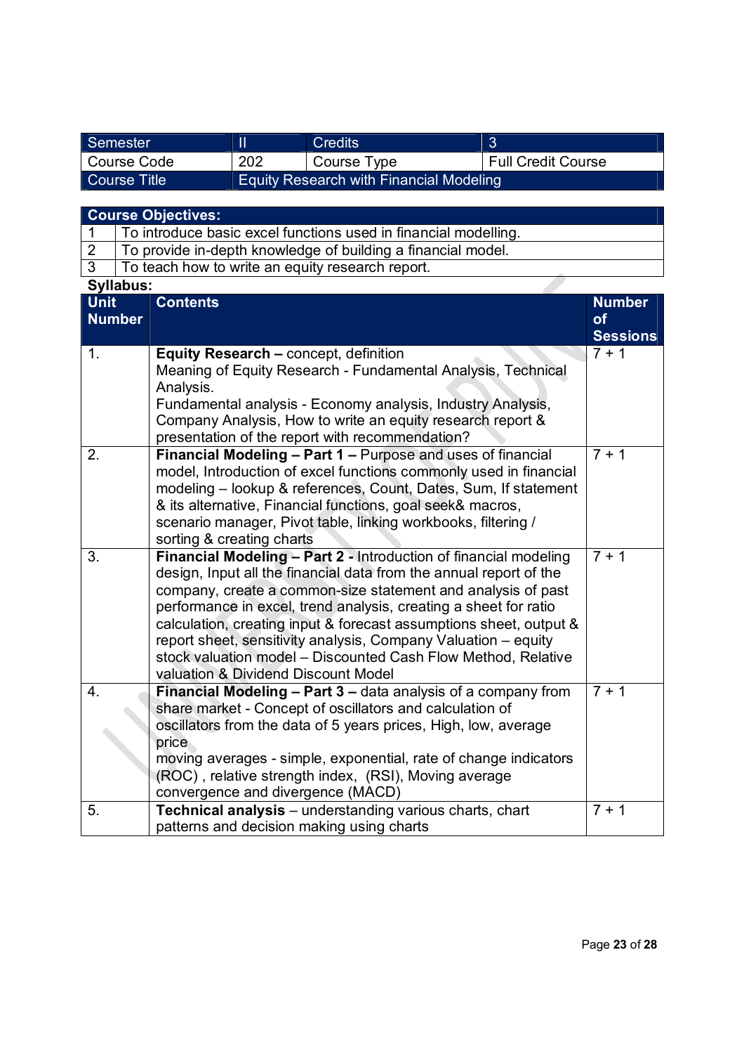| Semester | II | Credits | 3 |
|---|---|---|---|
| Course Code | 202 | Course Type | Full Credit Course |
| Course Title | Equity Research with Financial Modeling | | |

| **Course Objectives:** | |
|---|---|
| 1 | To introduce basic excel functions used in financial modelling. |
| 2 | To provide in-depth knowledge of building a financial model. |
| 3 | To teach how to write an equity research report. |

**Syllabus:**

| Unit Number | Contents | Number of Sessions |
|---|---|---|
| 1. | **Equity Research –** concept, definition<br>Meaning of Equity Research - Fundamental Analysis, Technical Analysis.<br>Fundamental analysis - Economy analysis, Industry Analysis, Company Analysis, How to write an equity research report & presentation of the report with recommendation? | 7 + 1 |
| 2. | **Financial Modeling – Part 1 –** Purpose and uses of financial model, Introduction of excel functions commonly used in financial modeling – lookup & references, Count, Dates, Sum, If statement & its alternative, Financial functions, goal seek& macros, scenario manager, Pivot table, linking workbooks, filtering / sorting & creating charts | 7 + 1 |
| 3. | **Financial Modeling – Part 2 -** Introduction of financial modeling design, Input all the financial data from the annual report of the company, create a common-size statement and analysis of past performance in excel, trend analysis, creating a sheet for ratio calculation, creating input & forecast assumptions sheet, output & report sheet, sensitivity analysis, Company Valuation – equity stock valuation model – Discounted Cash Flow Method, Relative valuation & Dividend Discount Model | 7 + 1 |
| 4. | **Financial Modeling – Part 3 –** data analysis of a company from share market - Concept of oscillators and calculation of oscillators from the data of 5 years prices, High, low, average price<br>moving averages - simple, exponential, rate of change indicators (ROC) , relative strength index, (RSI), Moving average convergence and divergence (MACD) | 7 + 1 |
| 5. | **Technical analysis** – understanding various charts, chart patterns and decision making using charts | 7 + 1 |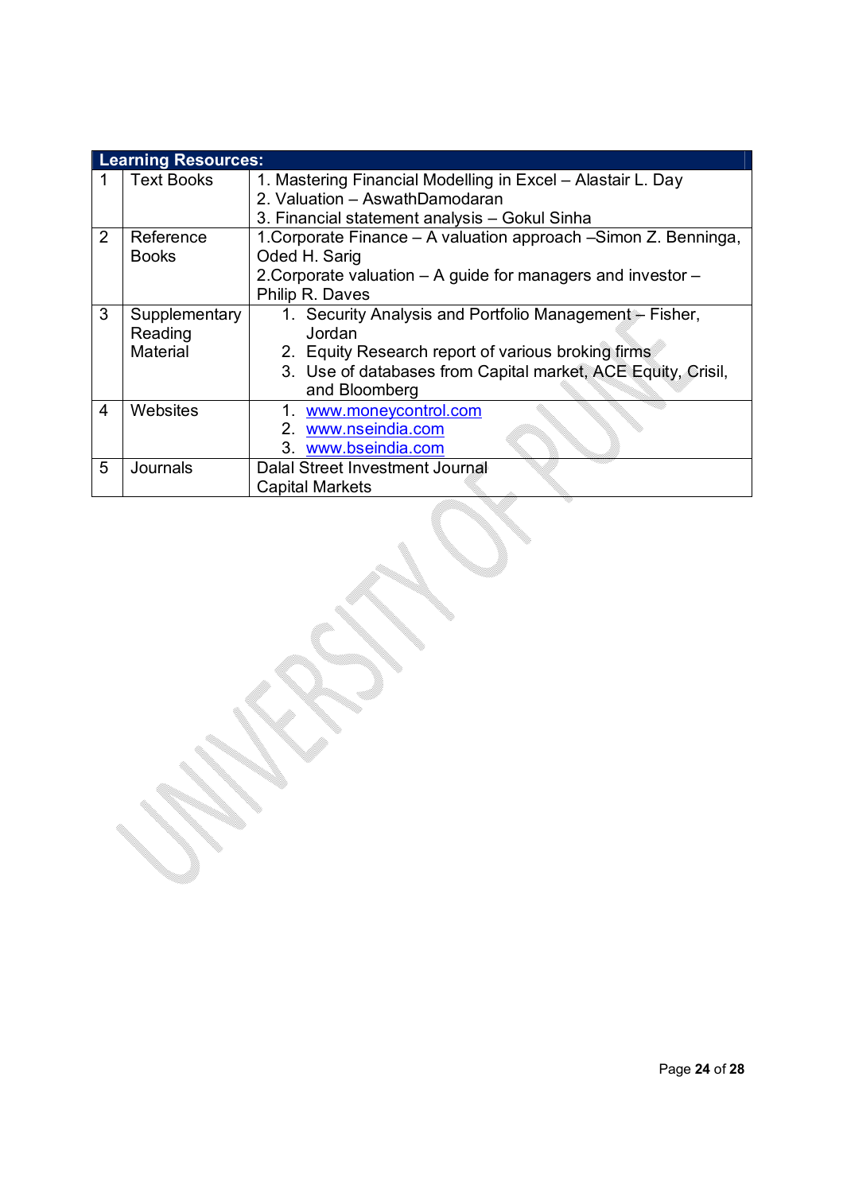| Learning Resources: | | |
|---|---|---|
| 1 | Text Books | 1. Mastering Financial Modelling in Excel – Alastair L. Day<br>2. Valuation – AswathDamodaran<br>3. Financial statement analysis – Gokul Sinha |
| 2 | Reference Books | 1.Corporate Finance – A valuation approach –Simon Z. Benninga, Oded H. Sarig<br>2.Corporate valuation – A guide for managers and investor – Philip R. Daves |
| 3 | Supplementary Reading Material | 1. Security Analysis and Portfolio Management – Fisher, Jordan<br>2. Equity Research report of various broking firms<br>3. Use of databases from Capital market, ACE Equity, Crisil, and Bloomberg |
| 4 | Websites | 1. www.moneycontrol.com<br>2. www.nseindia.com<br>3. www.bseindia.com |
| 5 | Journals | Dalal Street Investment Journal<br>Capital Markets |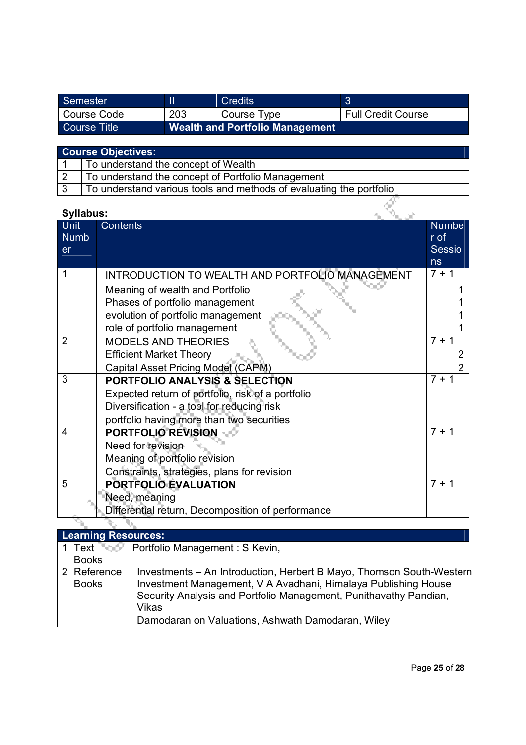| Semester | II | Credits | 3 |
|---|---|---|---|
| Course Code | 203 | Course Type | Full Credit Course |
| Course Title | **Wealth and Portfolio Management** | | |

| **Course Objectives:** | |
|---|---|
| 1 | To understand the concept of Wealth |
| 2 | To understand the concept of Portfolio Management |
| 3 | To understand various tools and methods of evaluating the portfolio |

**Syllabus:**

| Unit Number | Contents | Number of Sessions |
|---|---|---|
| 1 | INTRODUCTION TO WEALTH AND PORTFOLIO MANAGEMENT<br>Meaning of wealth and Portfolio<br>Phases of portfolio management<br>evolution of portfolio management<br>role of portfolio management | 7 + 1<br>1<br>1<br>1<br>1 |
| 2 | MODELS AND THEORIES<br>Efficient Market Theory<br>Capital Asset Pricing Model (CAPM) | 7 + 1<br>2<br>2 |
| 3 | **PORTFOLIO ANALYSIS & SELECTION**<br>Expected return of portfolio, risk of a portfolio<br>Diversification - a tool for reducing risk<br>portfolio having more than two securities | 7 + 1 |
| 4 | **PORTFOLIO REVISION**<br>Need for revision<br>Meaning of portfolio revision<br>Constraints, strategies, plans for revision | 7 + 1 |
| 5 | **PORTFOLIO EVALUATION**<br>Need, meaning<br>Differential return, Decomposition of performance | 7 + 1 |

| **Learning Resources:** | | |
|---|---|---|
| 1 | Text Books | Portfolio Management : S Kevin, |
| 2 | Reference Books | Investments – An Introduction, Herbert B Mayo, Thomson South-Western<br>Investment Management, V A Avadhani, Himalaya Publishing House<br>Security Analysis and Portfolio Management, Punithavathy Pandian, Vikas<br>Damodaran on Valuations, Ashwath Damodaran, Wiley |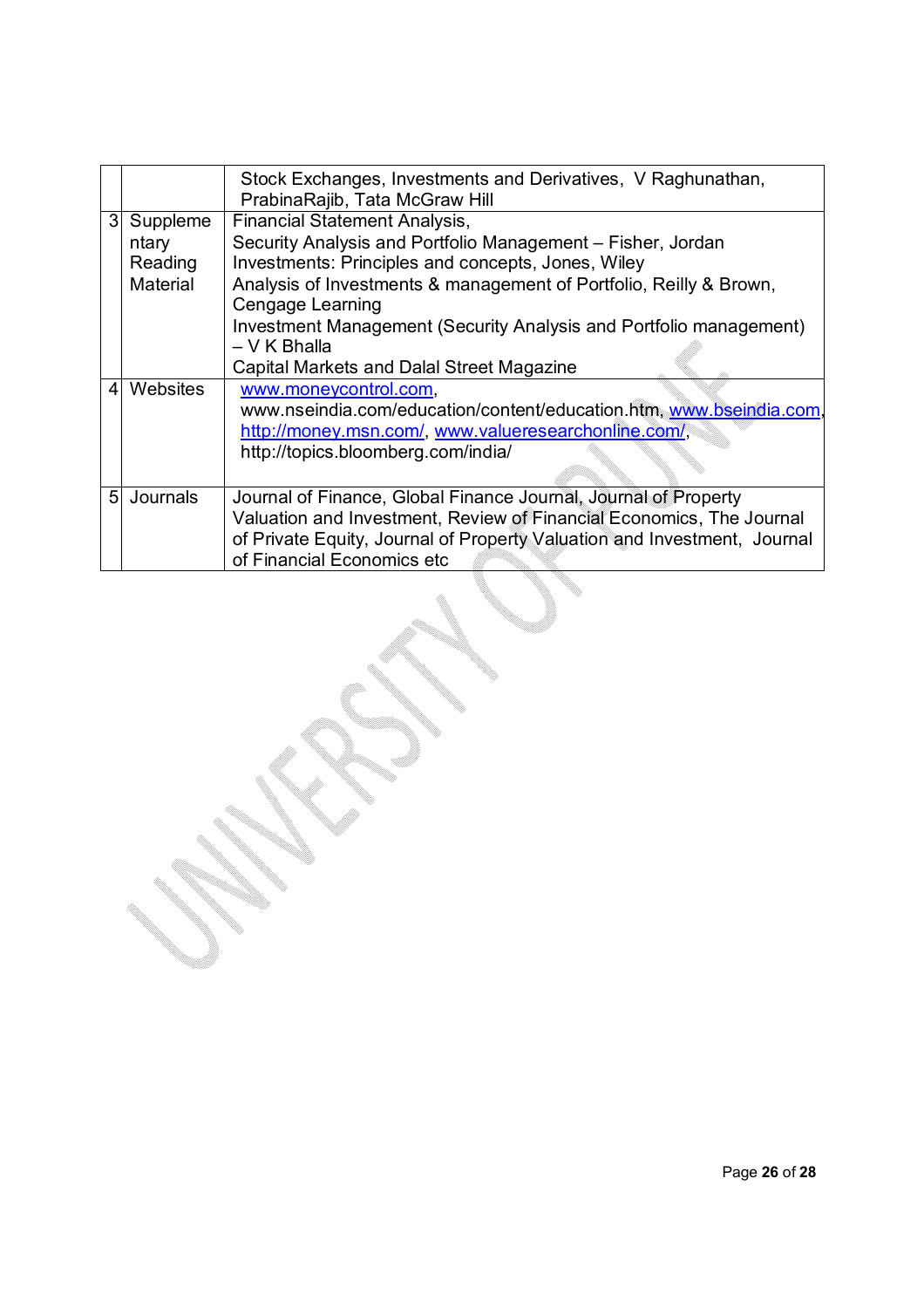| | | |
|---|---|---|
| | | Stock Exchanges, Investments and Derivatives, V Raghunathan, PrabinaRajib, Tata McGraw Hill |
| 3 | Supplementary Reading Material | Financial Statement Analysis,<br>Security Analysis and Portfolio Management – Fisher, Jordan<br>Investments: Principles and concepts, Jones, Wiley<br>Analysis of Investments & management of Portfolio, Reilly & Brown, Cengage Learning<br>Investment Management (Security Analysis and Portfolio management) – V K Bhalla<br>Capital Markets and Dalal Street Magazine |
| 4 | Websites | www.moneycontrol.com,<br>www.nseindia.com/education/content/education.htm, www.bseindia.com, http://money.msn.com/, www.valueresearchonline.com/, http://topics.bloomberg.com/india/ |
| 5 | Journals | Journal of Finance, Global Finance Journal, Journal of Property Valuation and Investment, Review of Financial Economics, The Journal of Private Equity, Journal of Property Valuation and Investment, Journal of Financial Economics etc |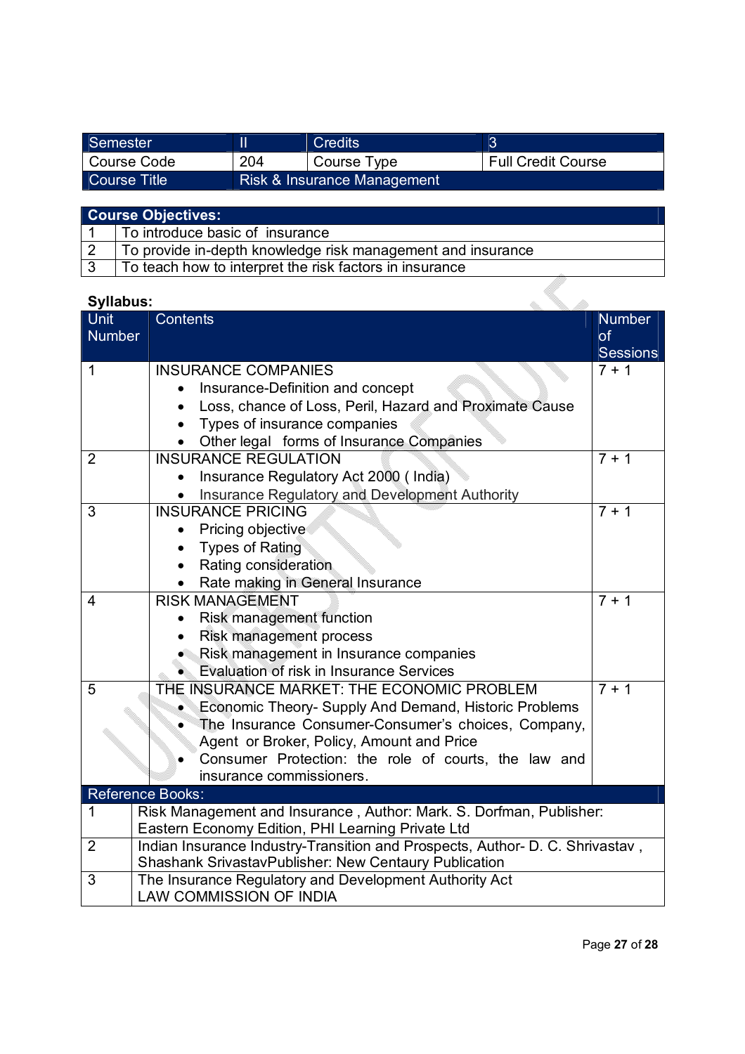| Semester | II | Credits | 3 |
|---|---|---|---|
| Course Code | 204 | Course Type | Full Credit Course |
| Course Title | Risk & Insurance Management | | |

| Course Objectives: | |
|---|---|
| 1 | To introduce basic of insurance |
| 2 | To provide in-depth knowledge risk management and insurance |
| 3 | To teach how to interpret the risk factors in insurance |

**Syllabus:**

| Unit Number | Contents | Number of Sessions |
|---|---|---|
| 1 | INSURANCE COMPANIES<br>• Insurance-Definition and concept<br>• Loss, chance of Loss, Peril, Hazard and Proximate Cause<br>• Types of insurance companies<br>• Other legal forms of Insurance Companies | 7 + 1 |
| 2 | INSURANCE REGULATION<br>• Insurance Regulatory Act 2000 ( India)<br>• Insurance Regulatory and Development Authority | 7 + 1 |
| 3 | INSURANCE PRICING<br>• Pricing objective<br>• Types of Rating<br>• Rating consideration<br>• Rate making in General Insurance | 7 + 1 |
| 4 | RISK MANAGEMENT<br>• Risk management function<br>• Risk management process<br>• Risk management in Insurance companies<br>• Evaluation of risk in Insurance Services | 7 + 1 |
| 5 | THE INSURANCE MARKET: THE ECONOMIC PROBLEM<br>• Economic Theory- Supply And Demand, Historic Problems<br>• The Insurance Consumer-Consumer's choices, Company, Agent or Broker, Policy, Amount and Price<br>• Consumer Protection: the role of courts, the law and insurance commissioners. | 7 + 1 |

| Reference Books: | |
|---|---|
| 1 | Risk Management and Insurance , Author: Mark. S. Dorfman, Publisher: Eastern Economy Edition, PHI Learning Private Ltd |
| 2 | Indian Insurance Industry-Transition and Prospects, Author- D. C. Shrivastav , Shashank SrivastavPublisher: New Centaury Publication |
| 3 | The Insurance Regulatory and Development Authority Act<br>LAW COMMISSION OF INDIA |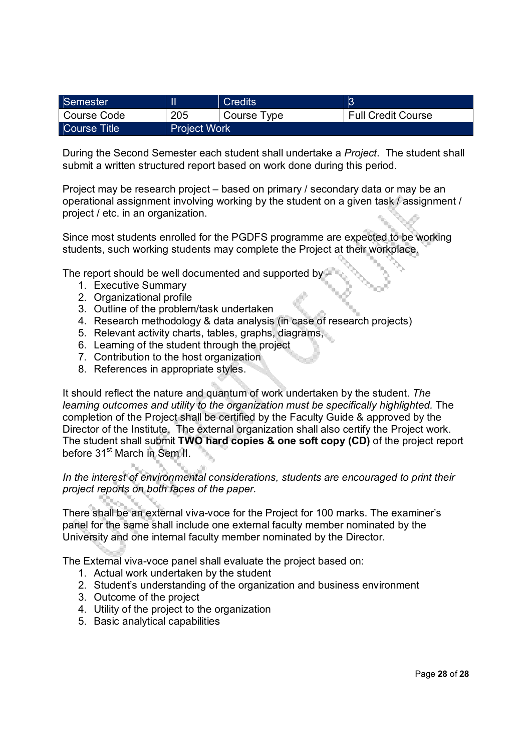| | | | |
|---|---|---|---|
| Semester | II | Credits | 3 |
| Course Code | 205 | Course Type | Full Credit Course |
| Course Title | Project Work | | |

During the Second Semester each student shall undertake a *Project*. The student shall submit a written structured report based on work done during this period.

Project may be research project – based on primary / secondary data or may be an operational assignment involving working by the student on a given task / assignment / project / etc. in an organization.

Since most students enrolled for the PGDFS programme are expected to be working students, such working students may complete the Project at their workplace.

The report should be well documented and supported by –

1. Executive Summary
2. Organizational profile
3. Outline of the problem/task undertaken
4. Research methodology & data analysis (in case of research projects)
5. Relevant activity charts, tables, graphs, diagrams,
6. Learning of the student through the project
7. Contribution to the host organization
8. References in appropriate styles.

It should reflect the nature and quantum of work undertaken by the student. *The learning outcomes and utility to the organization must be specifically highlighted.* The completion of the Project shall be certified by the Faculty Guide & approved by the Director of the Institute. The external organization shall also certify the Project work. The student shall submit **TWO hard copies & one soft copy (CD)** of the project report before 31st March in Sem II.

*In the interest of environmental considerations, students are encouraged to print their project reports on both faces of the paper.*

There shall be an external viva-voce for the Project for 100 marks. The examiner's panel for the same shall include one external faculty member nominated by the University and one internal faculty member nominated by the Director.

The External viva-voce panel shall evaluate the project based on:

1. Actual work undertaken by the student
2. Student's understanding of the organization and business environment
3. Outcome of the project
4. Utility of the project to the organization
5. Basic analytical capabilities